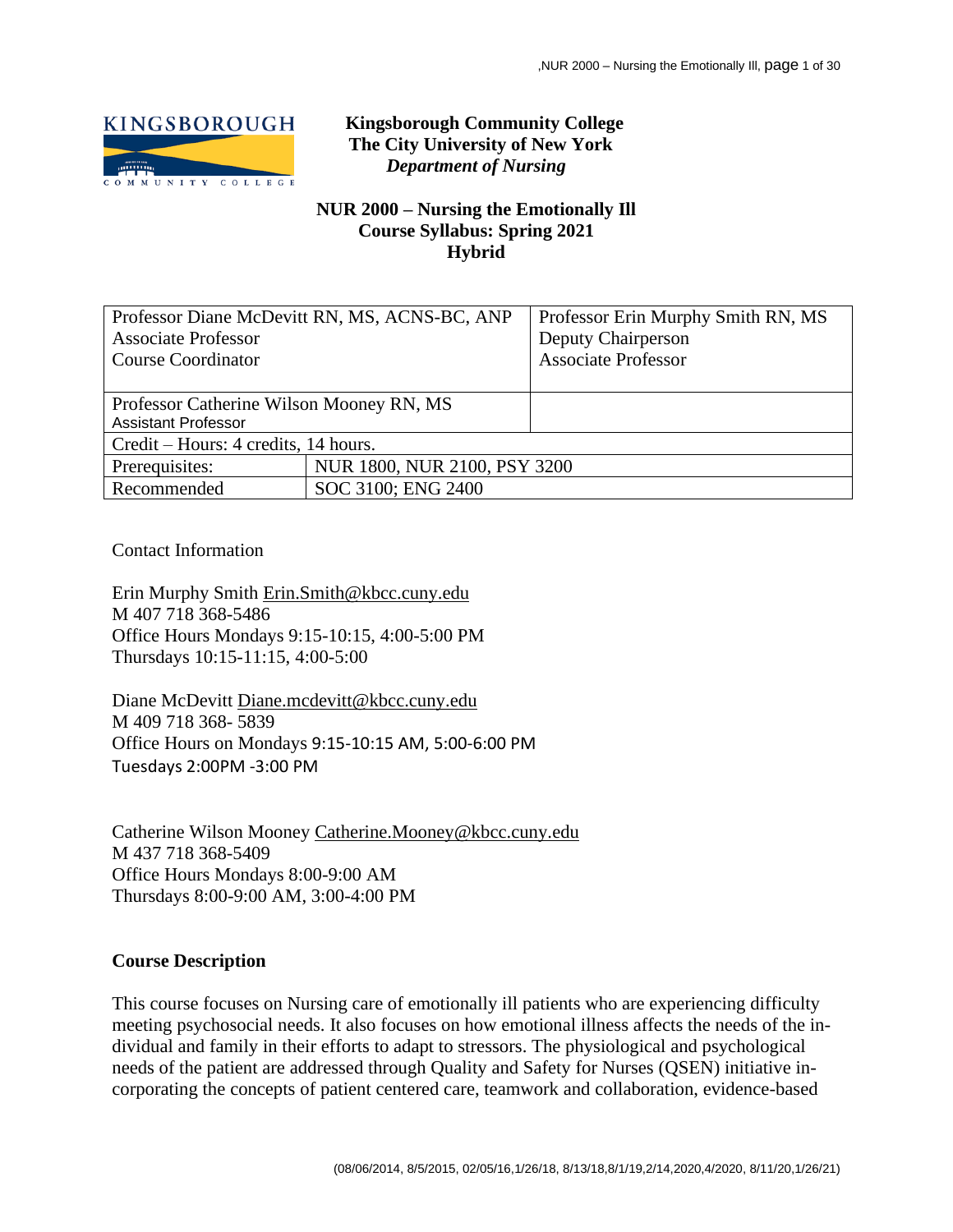**Kingsborough Community College**
**The City University of New York**
***Department of Nursing***

# NUR 2000 – Nursing the Emotionally Ill
## Course Syllabus: Spring 2021
## Hybrid

| Professor Diane McDevitt RN, MS, ACNS-BC, ANP<br>Associate Professor<br>Course Coordinator | | Professor Erin Murphy Smith RN, MS<br>Deputy Chairperson<br>Associate Professor |
|---|---|---|
| Professor Catherine Wilson Mooney RN, MS<br>Assistant Professor | | |
| Credit – Hours: 4 credits, 14 hours. | | |
| Prerequisites: | NUR 1800, NUR 2100, PSY 3200 | |
| Recommended | SOC 3100; ENG 2400 | |

Contact Information

Erin Murphy Smith Erin.Smith@kbcc.cuny.edu
M 407 718 368-5486
Office Hours Mondays 9:15-10:15, 4:00-5:00 PM
Thursdays 10:15-11:15, 4:00-5:00

Diane McDevitt Diane.mcdevitt@kbcc.cuny.edu
M 409 718 368- 5839
Office Hours on Mondays 9:15-10:15 AM, 5:00-6:00 PM
Tuesdays 2:00PM -3:00 PM

Catherine Wilson Mooney Catherine.Mooney@kbcc.cuny.edu
M 437 718 368-5409
Office Hours Mondays 8:00-9:00 AM
Thursdays 8:00-9:00 AM, 3:00-4:00 PM

**Course Description**

This course focuses on Nursing care of emotionally ill patients who are experiencing difficulty meeting psychosocial needs. It also focuses on how emotional illness affects the needs of the individual and family in their efforts to adapt to stressors. The physiological and psychological needs of the patient are addressed through Quality and Safety for Nurses (QSEN) initiative incorporating the concepts of patient centered care, teamwork and collaboration, evidence-based

(08/06/2014, 8/5/2015, 02/05/16,1/26/18, 8/13/18,8/1/19,2/14,2020,4/2020, 8/11/20,1/26/21)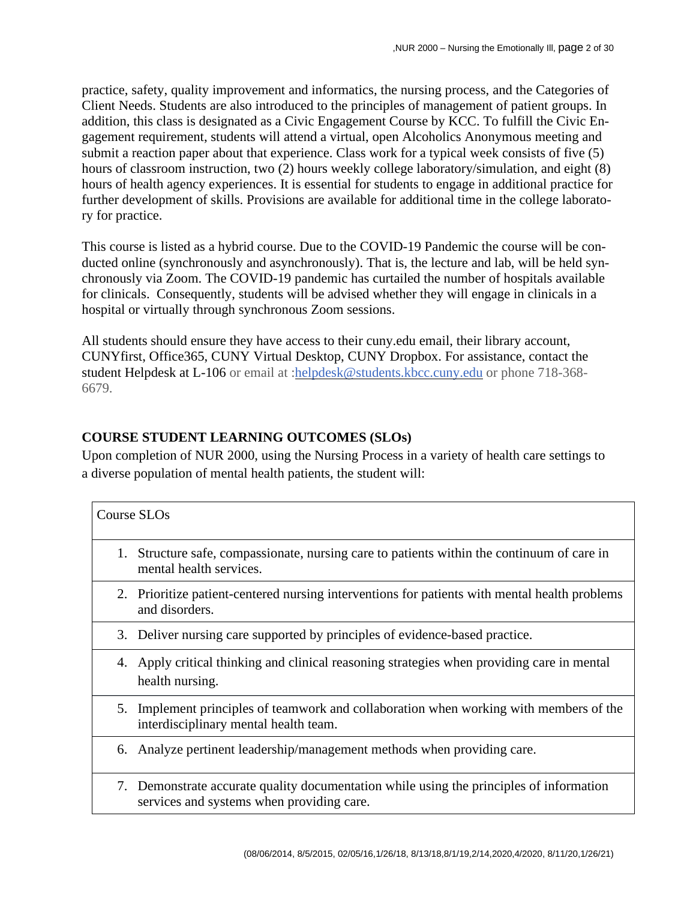practice, safety, quality improvement and informatics, the nursing process, and the Categories of Client Needs. Students are also introduced to the principles of management of patient groups. In addition, this class is designated as a Civic Engagement Course by KCC. To fulfill the Civic Engagement requirement, students will attend a virtual, open Alcoholics Anonymous meeting and submit a reaction paper about that experience. Class work for a typical week consists of five (5) hours of classroom instruction, two (2) hours weekly college laboratory/simulation, and eight (8) hours of health agency experiences. It is essential for students to engage in additional practice for further development of skills. Provisions are available for additional time in the college laboratory for practice.

This course is listed as a hybrid course. Due to the COVID-19 Pandemic the course will be conducted online (synchronously and asynchronously). That is, the lecture and lab, will be held synchronously via Zoom. The COVID-19 pandemic has curtailed the number of hospitals available for clinicals. Consequently, students will be advised whether they will engage in clinicals in a hospital or virtually through synchronous Zoom sessions.

All students should ensure they have access to their cuny.edu email, their library account, CUNYfirst, Office365, CUNY Virtual Desktop, CUNY Dropbox. For assistance, contact the student Helpdesk at L-106 or email at :helpdesk@students.kbcc.cuny.edu or phone 718-368-6679.

## COURSE STUDENT LEARNING OUTCOMES (SLOs)

Upon completion of NUR 2000, using the Nursing Process in a variety of health care settings to a diverse population of mental health patients, the student will:

| Course SLOs |
|---|
| 1. Structure safe, compassionate, nursing care to patients within the continuum of care in mental health services. |
| 2. Prioritize patient-centered nursing interventions for patients with mental health problems and disorders. |
| 3. Deliver nursing care supported by principles of evidence-based practice. |
| 4. Apply critical thinking and clinical reasoning strategies when providing care in mental health nursing. |
| 5. Implement principles of teamwork and collaboration when working with members of the interdisciplinary mental health team. |
| 6. Analyze pertinent leadership/management methods when providing care. |
| 7. Demonstrate accurate quality documentation while using the principles of information services and systems when providing care. |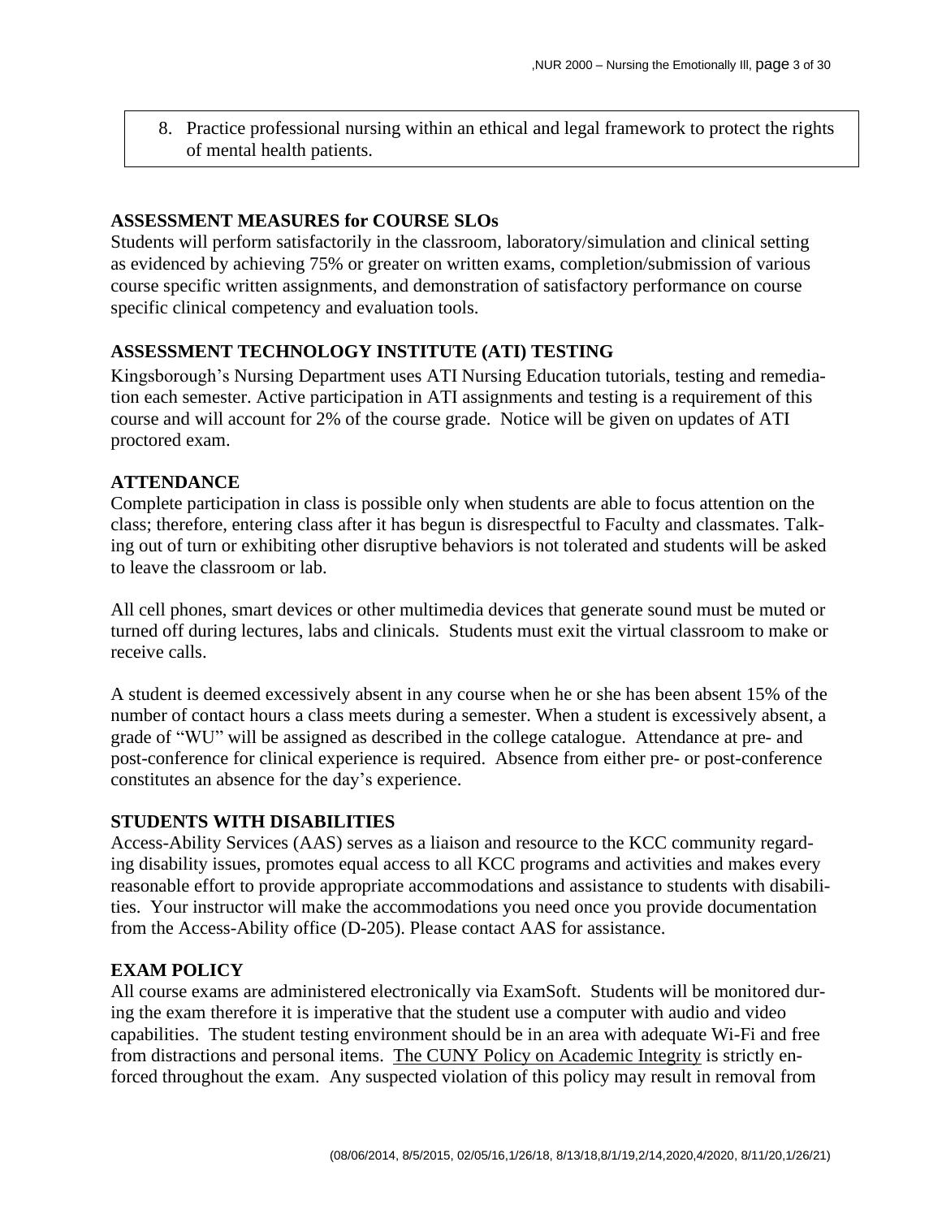8. Practice professional nursing within an ethical and legal framework to protect the rights of mental health patients.

## ASSESSMENT MEASURES for COURSE SLOs

Students will perform satisfactorily in the classroom, laboratory/simulation and clinical setting as evidenced by achieving 75% or greater on written exams, completion/submission of various course specific written assignments, and demonstration of satisfactory performance on course specific clinical competency and evaluation tools.

## ASSESSMENT TECHNOLOGY INSTITUTE (ATI) TESTING

Kingsborough's Nursing Department uses ATI Nursing Education tutorials, testing and remediation each semester. Active participation in ATI assignments and testing is a requirement of this course and will account for 2% of the course grade. Notice will be given on updates of ATI proctored exam.

## ATTENDANCE

Complete participation in class is possible only when students are able to focus attention on the class; therefore, entering class after it has begun is disrespectful to Faculty and classmates. Talking out of turn or exhibiting other disruptive behaviors is not tolerated and students will be asked to leave the classroom or lab.

All cell phones, smart devices or other multimedia devices that generate sound must be muted or turned off during lectures, labs and clinicals. Students must exit the virtual classroom to make or receive calls.

A student is deemed excessively absent in any course when he or she has been absent 15% of the number of contact hours a class meets during a semester. When a student is excessively absent, a grade of "WU" will be assigned as described in the college catalogue. Attendance at pre- and post-conference for clinical experience is required. Absence from either pre- or post-conference constitutes an absence for the day's experience.

## STUDENTS WITH DISABILITIES

Access-Ability Services (AAS) serves as a liaison and resource to the KCC community regarding disability issues, promotes equal access to all KCC programs and activities and makes every reasonable effort to provide appropriate accommodations and assistance to students with disabilities. Your instructor will make the accommodations you need once you provide documentation from the Access-Ability office (D-205). Please contact AAS for assistance.

## EXAM POLICY

All course exams are administered electronically via ExamSoft. Students will be monitored during the exam therefore it is imperative that the student use a computer with audio and video capabilities. The student testing environment should be in an area with adequate Wi-Fi and free from distractions and personal items. The CUNY Policy on Academic Integrity is strictly enforced throughout the exam. Any suspected violation of this policy may result in removal from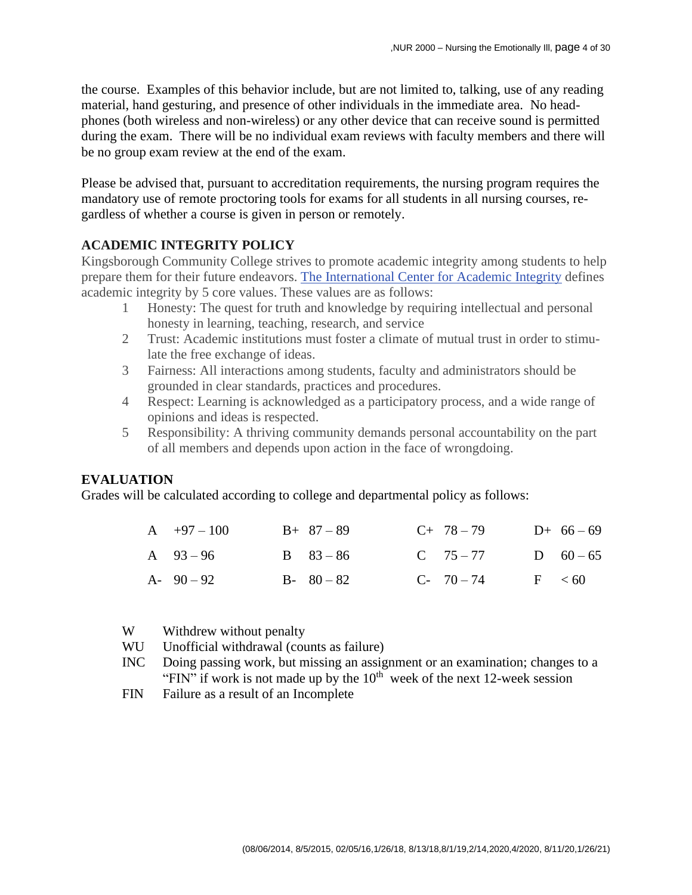the course. Examples of this behavior include, but are not limited to, talking, use of any reading material, hand gesturing, and presence of other individuals in the immediate area. No headphones (both wireless and non-wireless) or any other device that can receive sound is permitted during the exam. There will be no individual exam reviews with faculty members and there will be no group exam review at the end of the exam.

Please be advised that, pursuant to accreditation requirements, the nursing program requires the mandatory use of remote proctoring tools for exams for all students in all nursing courses, regardless of whether a course is given in person or remotely.

## ACADEMIC INTEGRITY POLICY

Kingsborough Community College strives to promote academic integrity among students to help prepare them for their future endeavors. [The International Center for Academic Integrity] defines academic integrity by 5 core values. These values are as follows:

1. Honesty: The quest for truth and knowledge by requiring intellectual and personal honesty in learning, teaching, research, and service
2. Trust: Academic institutions must foster a climate of mutual trust in order to stimulate the free exchange of ideas.
3. Fairness: All interactions among students, faculty and administrators should be grounded in clear standards, practices and procedures.
4. Respect: Learning is acknowledged as a participatory process, and a wide range of opinions and ideas is respected.
5. Responsibility: A thriving community demands personal accountability on the part of all members and depends upon action in the face of wrongdoing.

## EVALUATION

Grades will be calculated according to college and departmental policy as follows:

| | | | |
|---|---|---|---|
| A +97 – 100 | B+ 87 – 89 | C+ 78 – 79 | D+ 66 – 69 |
| A 93 – 96 | B 83 – 86 | C 75 – 77 | D 60 – 65 |
| A- 90 – 92 | B- 80 – 82 | C- 70 – 74 | F < 60 |

- W Withdrew without penalty
- WU Unofficial withdrawal (counts as failure)
- INC Doing passing work, but missing an assignment or an examination; changes to a "FIN" if work is not made up by the 10th week of the next 12-week session
- FIN Failure as a result of an Incomplete

(08/06/2014, 8/5/2015, 02/05/16,1/26/18, 8/13/18,8/1/19,2/14,2020,4/2020, 8/11/20,1/26/21)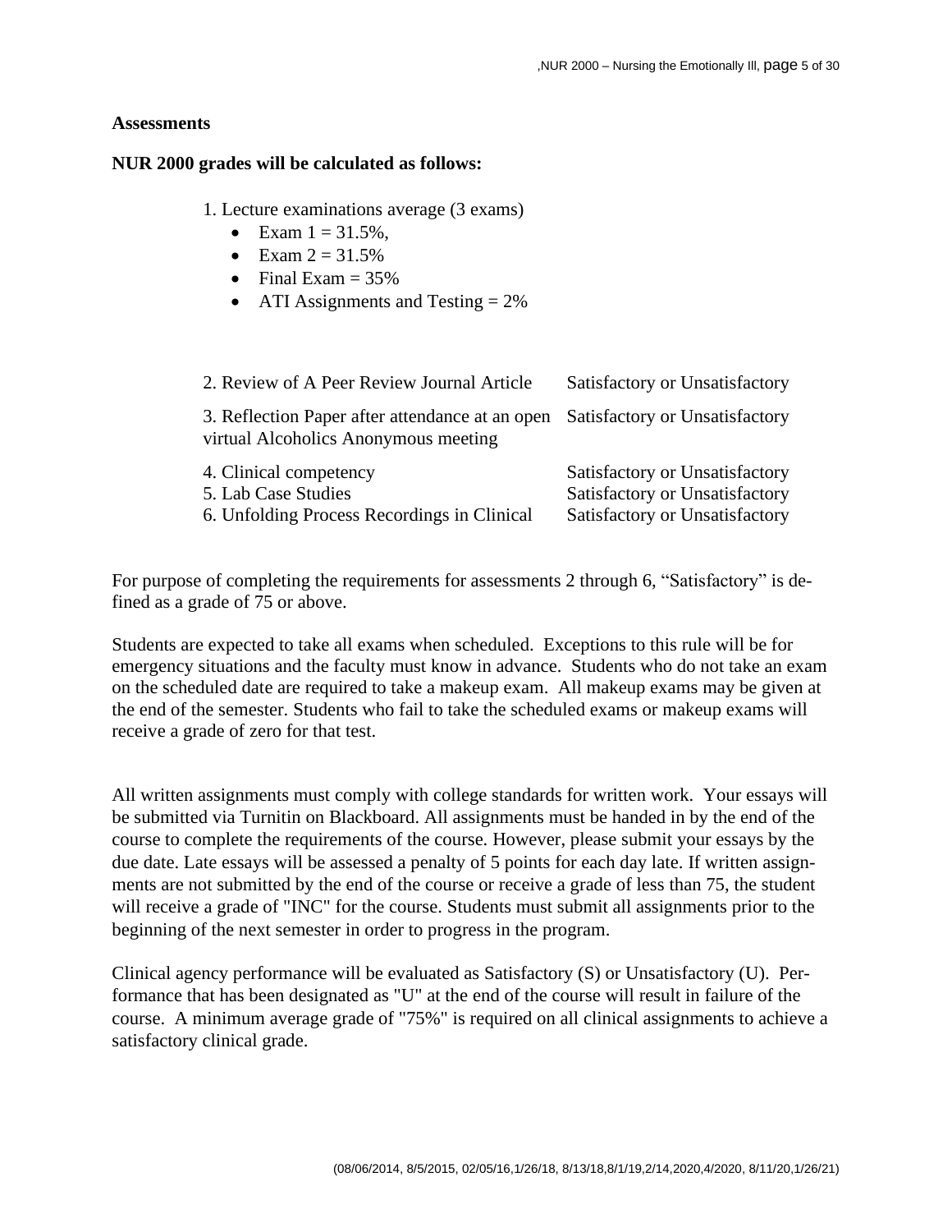**Assessments**

**NUR 2000 grades will be calculated as follows:**

1. Lecture examinations average (3 exams)
   - Exam 1 = 31.5%,
   - Exam 2 = 31.5%
   - Final Exam = 35%
   - ATI Assignments and Testing = 2%

| | |
|---|---|
| 2. Review of A Peer Review Journal Article | Satisfactory or Unsatisfactory |
| 3. Reflection Paper after attendance at an open virtual Alcoholics Anonymous meeting | Satisfactory or Unsatisfactory |
| 4. Clinical competency | Satisfactory or Unsatisfactory |
| 5. Lab Case Studies | Satisfactory or Unsatisfactory |
| 6. Unfolding Process Recordings in Clinical | Satisfactory or Unsatisfactory |

For purpose of completing the requirements for assessments 2 through 6, "Satisfactory" is defined as a grade of 75 or above.

Students are expected to take all exams when scheduled. Exceptions to this rule will be for emergency situations and the faculty must know in advance. Students who do not take an exam on the scheduled date are required to take a makeup exam. All makeup exams may be given at the end of the semester. Students who fail to take the scheduled exams or makeup exams will receive a grade of zero for that test.

All written assignments must comply with college standards for written work. Your essays will be submitted via Turnitin on Blackboard. All assignments must be handed in by the end of the course to complete the requirements of the course. However, please submit your essays by the due date. Late essays will be assessed a penalty of 5 points for each day late. If written assignments are not submitted by the end of the course or receive a grade of less than 75, the student will receive a grade of "INC" for the course. Students must submit all assignments prior to the beginning of the next semester in order to progress in the program.

Clinical agency performance will be evaluated as Satisfactory (S) or Unsatisfactory (U). Performance that has been designated as "U" at the end of the course will result in failure of the course. A minimum average grade of "75%" is required on all clinical assignments to achieve a satisfactory clinical grade.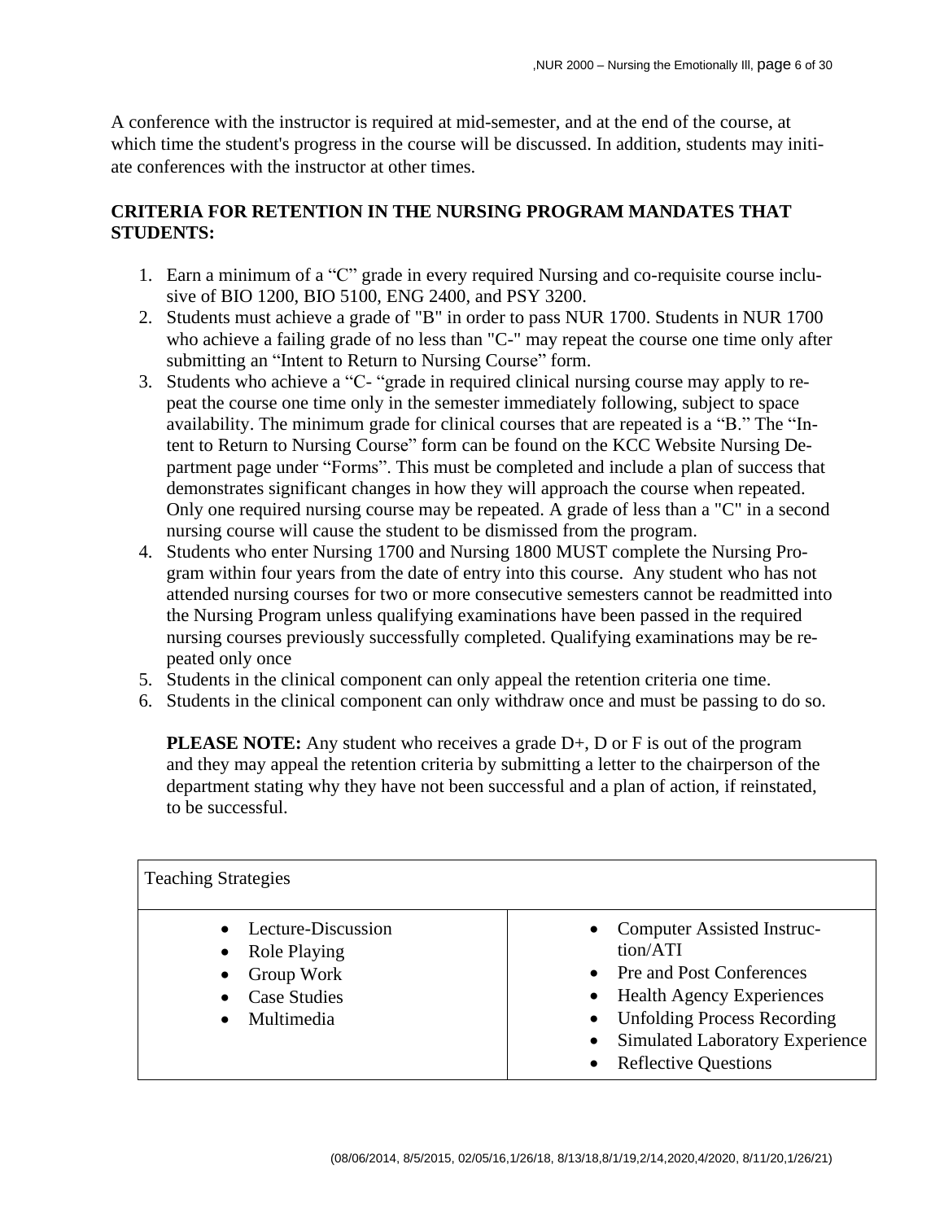A conference with the instructor is required at mid-semester, and at the end of the course, at which time the student's progress in the course will be discussed. In addition, students may initiate conferences with the instructor at other times.

**CRITERIA FOR RETENTION IN THE NURSING PROGRAM MANDATES THAT STUDENTS:**

1. Earn a minimum of a "C" grade in every required Nursing and co-requisite course inclusive of BIO 1200, BIO 5100, ENG 2400, and PSY 3200.
2. Students must achieve a grade of "B" in order to pass NUR 1700. Students in NUR 1700 who achieve a failing grade of no less than "C-" may repeat the course one time only after submitting an "Intent to Return to Nursing Course" form.
3. Students who achieve a "C- "grade in required clinical nursing course may apply to repeat the course one time only in the semester immediately following, subject to space availability. The minimum grade for clinical courses that are repeated is a "B." The "Intent to Return to Nursing Course" form can be found on the KCC Website Nursing Department page under "Forms". This must be completed and include a plan of success that demonstrates significant changes in how they will approach the course when repeated. Only one required nursing course may be repeated. A grade of less than a "C" in a second nursing course will cause the student to be dismissed from the program.
4. Students who enter Nursing 1700 and Nursing 1800 MUST complete the Nursing Program within four years from the date of entry into this course. Any student who has not attended nursing courses for two or more consecutive semesters cannot be readmitted into the Nursing Program unless qualifying examinations have been passed in the required nursing courses previously successfully completed. Qualifying examinations may be repeated only once
5. Students in the clinical component can only appeal the retention criteria one time.
6. Students in the clinical component can only withdraw once and must be passing to do so.

**PLEASE NOTE:** Any student who receives a grade D+, D or F is out of the program and they may appeal the retention criteria by submitting a letter to the chairperson of the department stating why they have not been successful and a plan of action, if reinstated, to be successful.

| Teaching Strategies | |
|---|---|
| • Lecture-Discussion<br>• Role Playing<br>• Group Work<br>• Case Studies<br>• Multimedia | • Computer Assisted Instruction/ATI<br>• Pre and Post Conferences<br>• Health Agency Experiences<br>• Unfolding Process Recording<br>• Simulated Laboratory Experience<br>• Reflective Questions |

(08/06/2014, 8/5/2015, 02/05/16,1/26/18, 8/13/18,8/1/19,2/14,2020,4/2020, 8/11/20,1/26/21)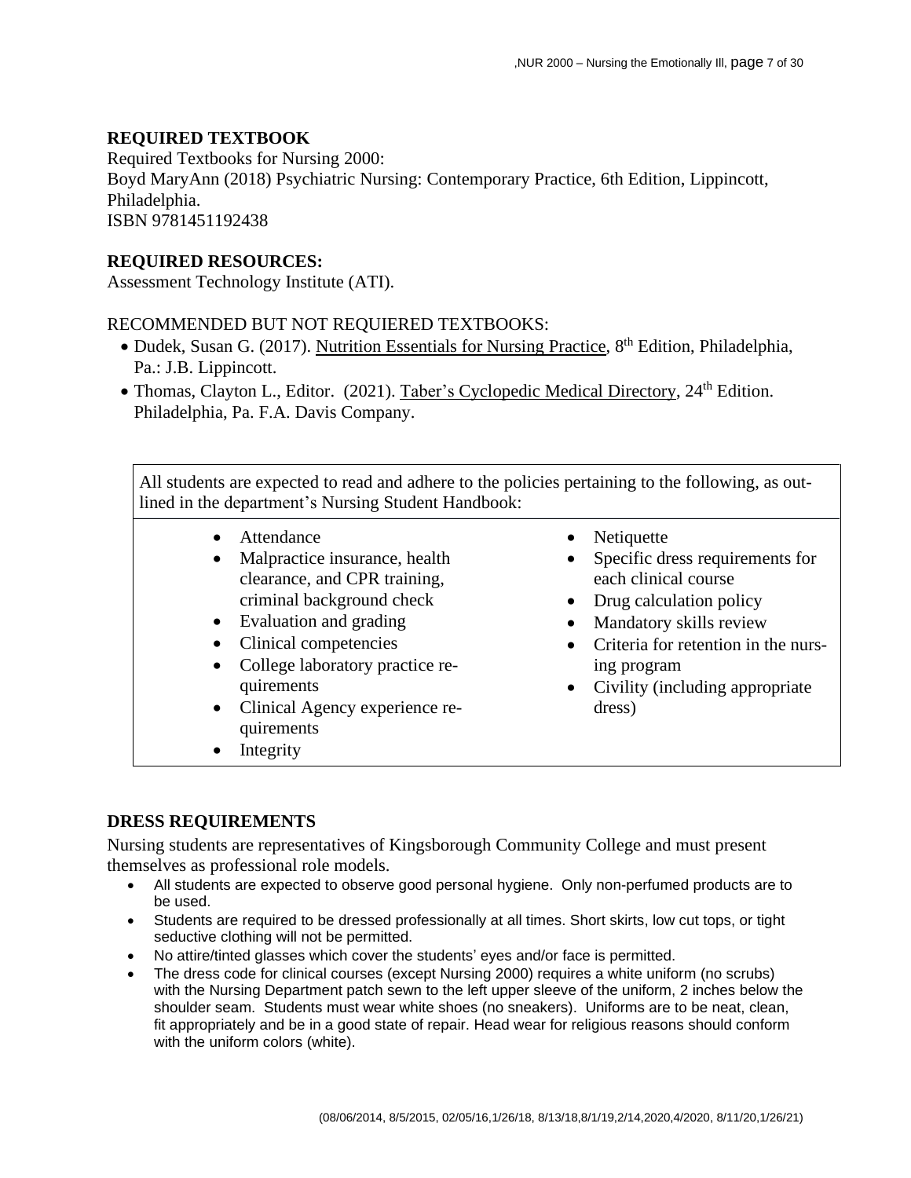## REQUIRED TEXTBOOK

Required Textbooks for Nursing 2000:
Boyd MaryAnn (2018) Psychiatric Nursing: Contemporary Practice, 6th Edition, Lippincott, Philadelphia.
ISBN 9781451192438

## REQUIRED RESOURCES:

Assessment Technology Institute (ATI).

RECOMMENDED BUT NOT REQUIERED TEXTBOOKS:

- Dudek, Susan G. (2017). Nutrition Essentials for Nursing Practice, 8th Edition, Philadelphia, Pa.: J.B. Lippincott.
- Thomas, Clayton L., Editor. (2021). Taber's Cyclopedic Medical Directory, 24th Edition. Philadelphia, Pa. F.A. Davis Company.

| All students are expected to read and adhere to the policies pertaining to the following, as outlined in the department's Nursing Student Handbook: | |
|---|---|
| • Attendance<br>• Malpractice insurance, health clearance, and CPR training, criminal background check<br>• Evaluation and grading<br>• Clinical competencies<br>• College laboratory practice requirements<br>• Clinical Agency experience requirements<br>• Integrity | • Netiquette<br>• Specific dress requirements for each clinical course<br>• Drug calculation policy<br>• Mandatory skills review<br>• Criteria for retention in the nursing program<br>• Civility (including appropriate dress) |

## DRESS REQUIREMENTS

Nursing students are representatives of Kingsborough Community College and must present themselves as professional role models.

- All students are expected to observe good personal hygiene. Only non-perfumed products are to be used.
- Students are required to be dressed professionally at all times. Short skirts, low cut tops, or tight seductive clothing will not be permitted.
- No attire/tinted glasses which cover the students' eyes and/or face is permitted.
- The dress code for clinical courses (except Nursing 2000) requires a white uniform (no scrubs) with the Nursing Department patch sewn to the left upper sleeve of the uniform, 2 inches below the shoulder seam. Students must wear white shoes (no sneakers). Uniforms are to be neat, clean, fit appropriately and be in a good state of repair. Head wear for religious reasons should conform with the uniform colors (white).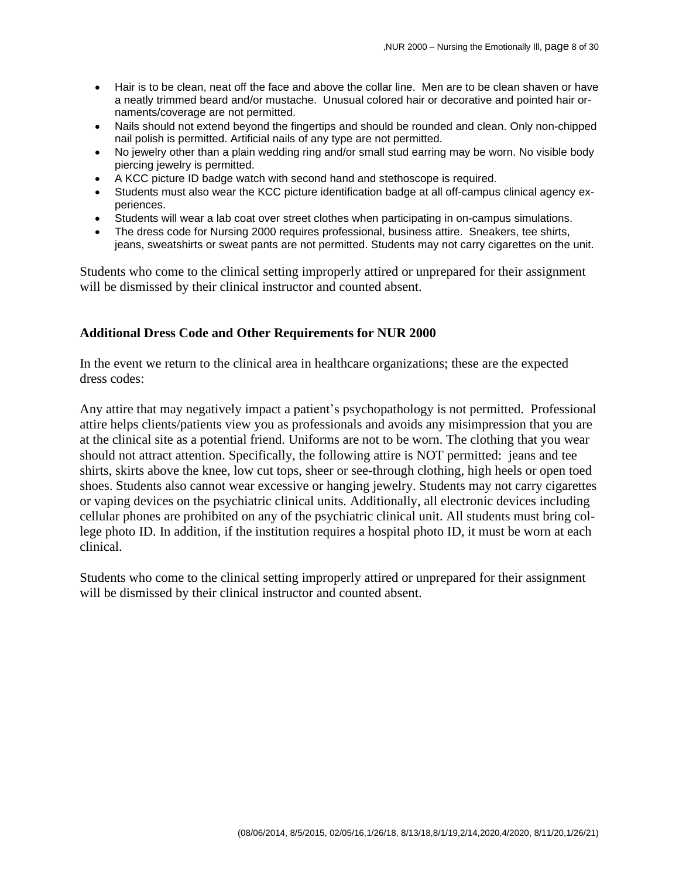- Hair is to be clean, neat off the face and above the collar line. Men are to be clean shaven or have a neatly trimmed beard and/or mustache. Unusual colored hair or decorative and pointed hair ornaments/coverage are not permitted.
- Nails should not extend beyond the fingertips and should be rounded and clean. Only non-chipped nail polish is permitted. Artificial nails of any type are not permitted.
- No jewelry other than a plain wedding ring and/or small stud earring may be worn. No visible body piercing jewelry is permitted.
- A KCC picture ID badge watch with second hand and stethoscope is required.
- Students must also wear the KCC picture identification badge at all off-campus clinical agency experiences.
- Students will wear a lab coat over street clothes when participating in on-campus simulations.
- The dress code for Nursing 2000 requires professional, business attire. Sneakers, tee shirts, jeans, sweatshirts or sweat pants are not permitted. Students may not carry cigarettes on the unit.

Students who come to the clinical setting improperly attired or unprepared for their assignment will be dismissed by their clinical instructor and counted absent.

### Additional Dress Code and Other Requirements for NUR 2000

In the event we return to the clinical area in healthcare organizations; these are the expected dress codes:

Any attire that may negatively impact a patient's psychopathology is not permitted. Professional attire helps clients/patients view you as professionals and avoids any misimpression that you are at the clinical site as a potential friend. Uniforms are not to be worn. The clothing that you wear should not attract attention. Specifically, the following attire is NOT permitted: jeans and tee shirts, skirts above the knee, low cut tops, sheer or see-through clothing, high heels or open toed shoes. Students also cannot wear excessive or hanging jewelry. Students may not carry cigarettes or vaping devices on the psychiatric clinical units. Additionally, all electronic devices including cellular phones are prohibited on any of the psychiatric clinical unit. All students must bring college photo ID. In addition, if the institution requires a hospital photo ID, it must be worn at each clinical.

Students who come to the clinical setting improperly attired or unprepared for their assignment will be dismissed by their clinical instructor and counted absent.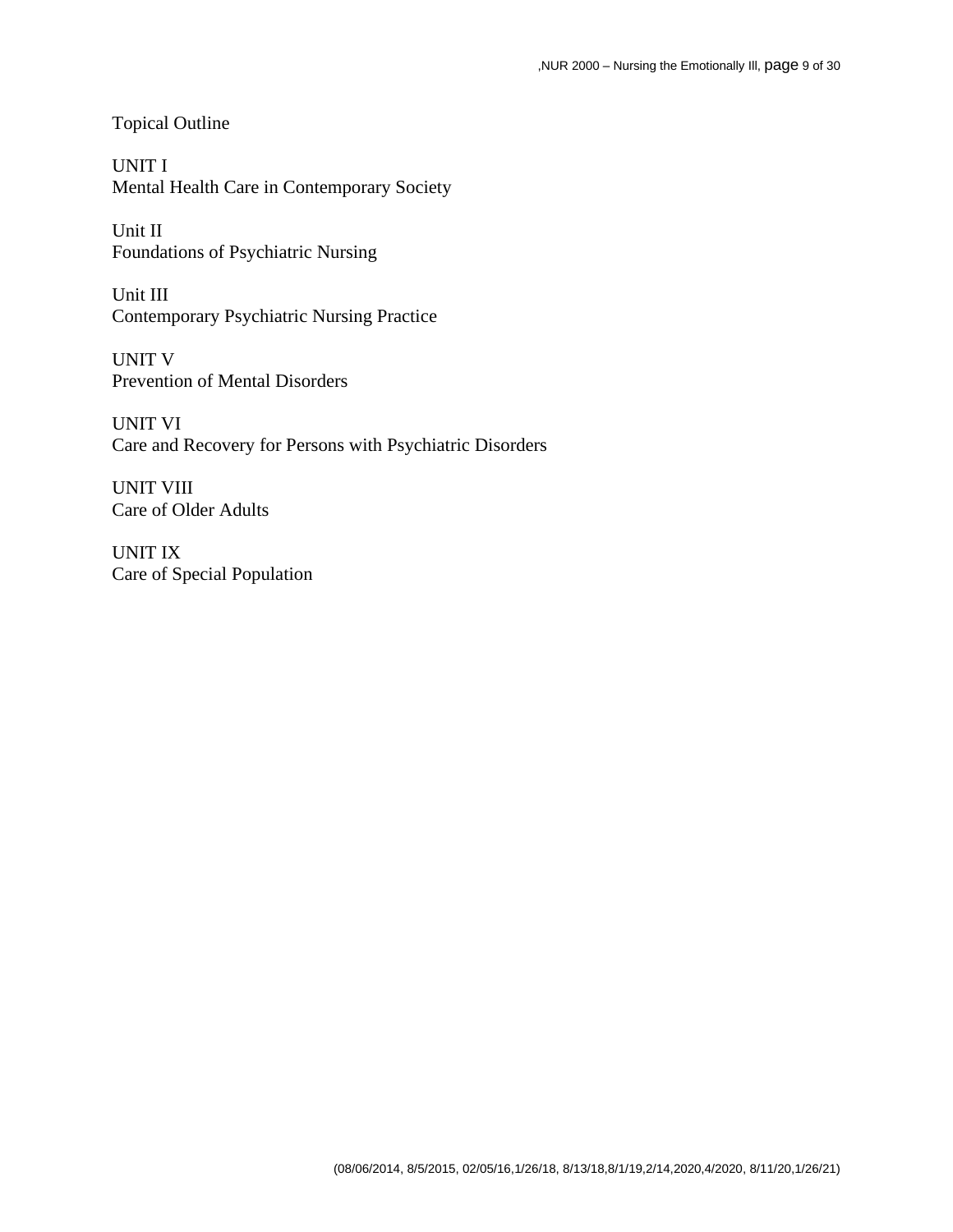# Topical Outline

**UNIT I**
Mental Health Care in Contemporary Society

**Unit II**
Foundations of Psychiatric Nursing

**Unit III**
Contemporary Psychiatric Nursing Practice

**UNIT V**
Prevention of Mental Disorders

**UNIT VI**
Care and Recovery for Persons with Psychiatric Disorders

**UNIT VIII**
Care of Older Adults

**UNIT IX**
Care of Special Population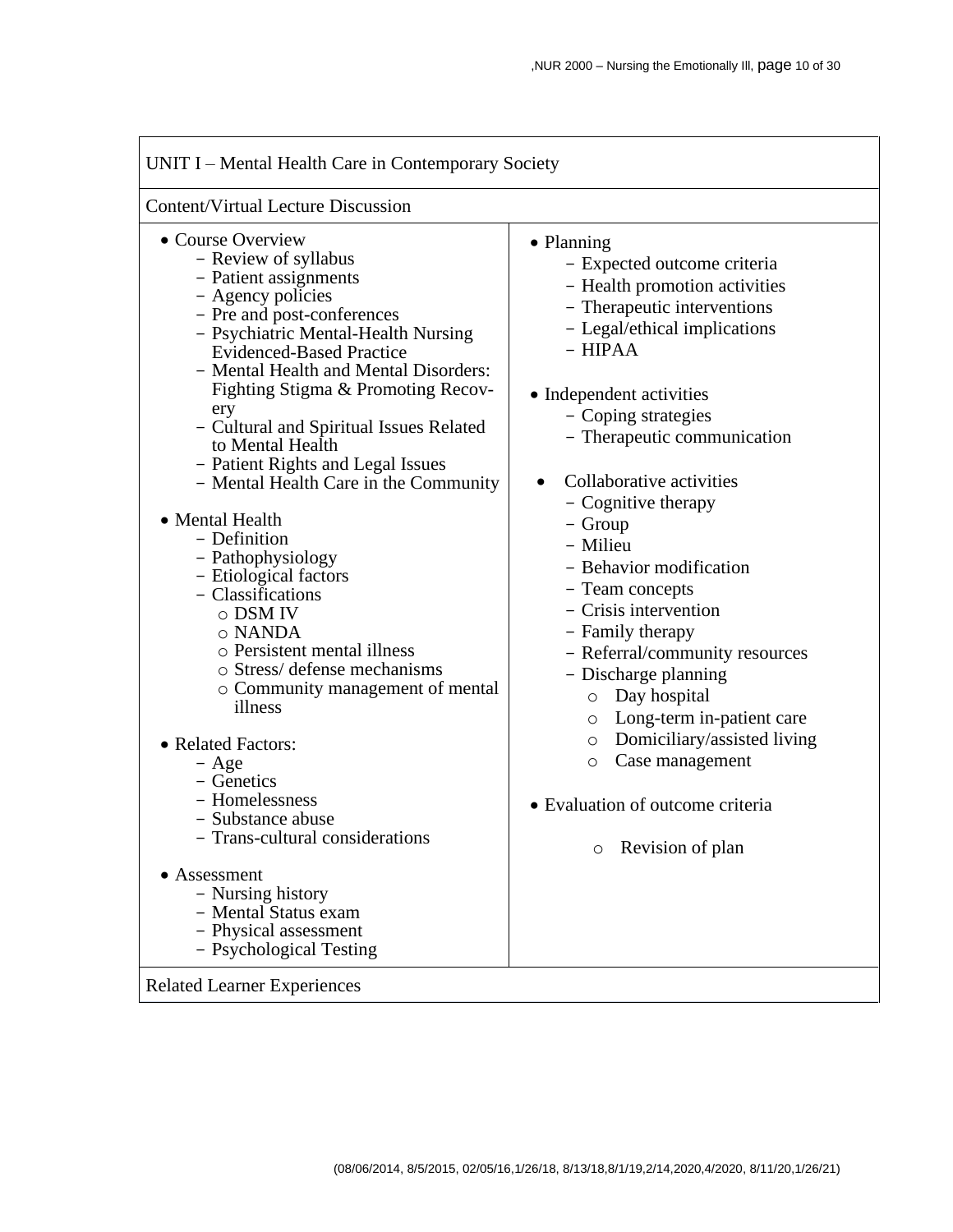UNIT I – Mental Health Care in Contemporary Society

Content/Virtual Lecture Discussion

- Course Overview
  - Review of syllabus
  - Patient assignments
  - Agency policies
  - Pre and post-conferences
  - Psychiatric Mental-Health Nursing Evidenced-Based Practice
  - Mental Health and Mental Disorders: Fighting Stigma & Promoting Recovery
  - Cultural and Spiritual Issues Related to Mental Health
  - Patient Rights and Legal Issues
  - Mental Health Care in the Community
- Mental Health
  - Definition
  - Pathophysiology
  - Etiological factors
  - Classifications
    - DSM IV
    - NANDA
    - Persistent mental illness
    - Stress/ defense mechanisms
    - Community management of mental illness
- Related Factors:
  - Age
  - Genetics
  - Homelessness
  - Substance abuse
  - Trans-cultural considerations
- Assessment
  - Nursing history
  - Mental Status exam
  - Physical assessment
  - Psychological Testing
- Planning
  - Expected outcome criteria
  - Health promotion activities
  - Therapeutic interventions
  - Legal/ethical implications
  - HIPAA
- Independent activities
  - Coping strategies
  - Therapeutic communication
- Collaborative activities
  - Cognitive therapy
  - Group
  - Milieu
  - Behavior modification
  - Team concepts
  - Crisis intervention
  - Family therapy
  - Referral/community resources
  - Discharge planning
    - Day hospital
    - Long-term in-patient care
    - Domiciliary/assisted living
    - Case management
- Evaluation of outcome criteria
  - Revision of plan

Related Learner Experiences

(08/06/2014, 8/5/2015, 02/05/16,1/26/18, 8/13/18,8/1/19,2/14,2020,4/2020, 8/11/20,1/26/21)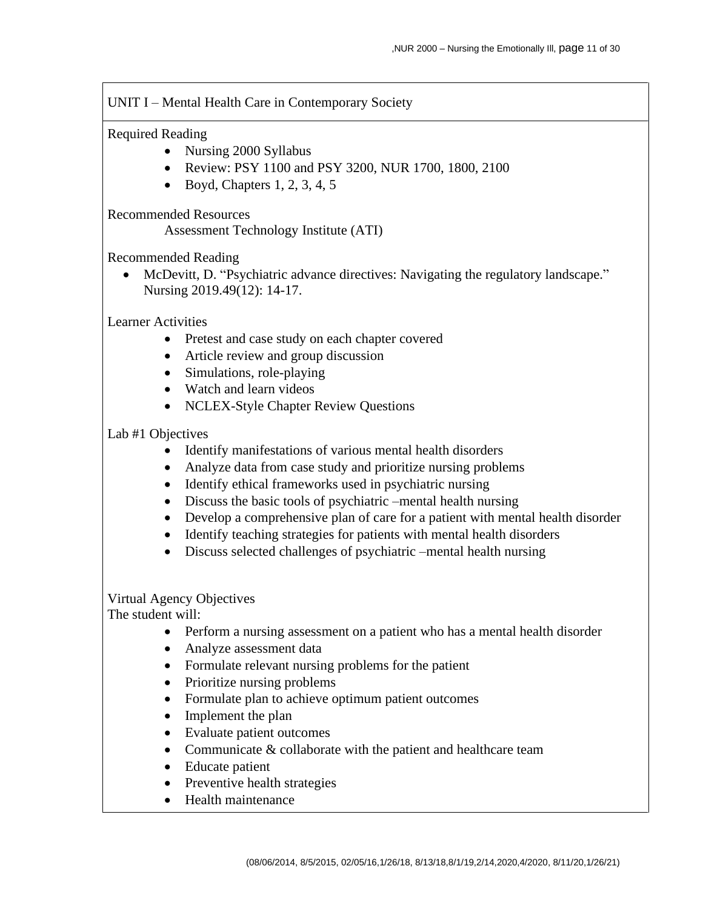## UNIT I – Mental Health Care in Contemporary Society

Required Reading

- Nursing 2000 Syllabus
- Review: PSY 1100 and PSY 3200, NUR 1700, 1800, 2100
- Boyd, Chapters 1, 2, 3, 4, 5

Recommended Resources

Assessment Technology Institute (ATI)

Recommended Reading

- McDevitt, D. "Psychiatric advance directives: Navigating the regulatory landscape." Nursing 2019.49(12): 14-17.

Learner Activities

- Pretest and case study on each chapter covered
- Article review and group discussion
- Simulations, role-playing
- Watch and learn videos
- NCLEX-Style Chapter Review Questions

Lab #1 Objectives

- Identify manifestations of various mental health disorders
- Analyze data from case study and prioritize nursing problems
- Identify ethical frameworks used in psychiatric nursing
- Discuss the basic tools of psychiatric –mental health nursing
- Develop a comprehensive plan of care for a patient with mental health disorder
- Identify teaching strategies for patients with mental health disorders
- Discuss selected challenges of psychiatric –mental health nursing

Virtual Agency Objectives

The student will:

- Perform a nursing assessment on a patient who has a mental health disorder
- Analyze assessment data
- Formulate relevant nursing problems for the patient
- Prioritize nursing problems
- Formulate plan to achieve optimum patient outcomes
- Implement the plan
- Evaluate patient outcomes
- Communicate & collaborate with the patient and healthcare team
- Educate patient
- Preventive health strategies
- Health maintenance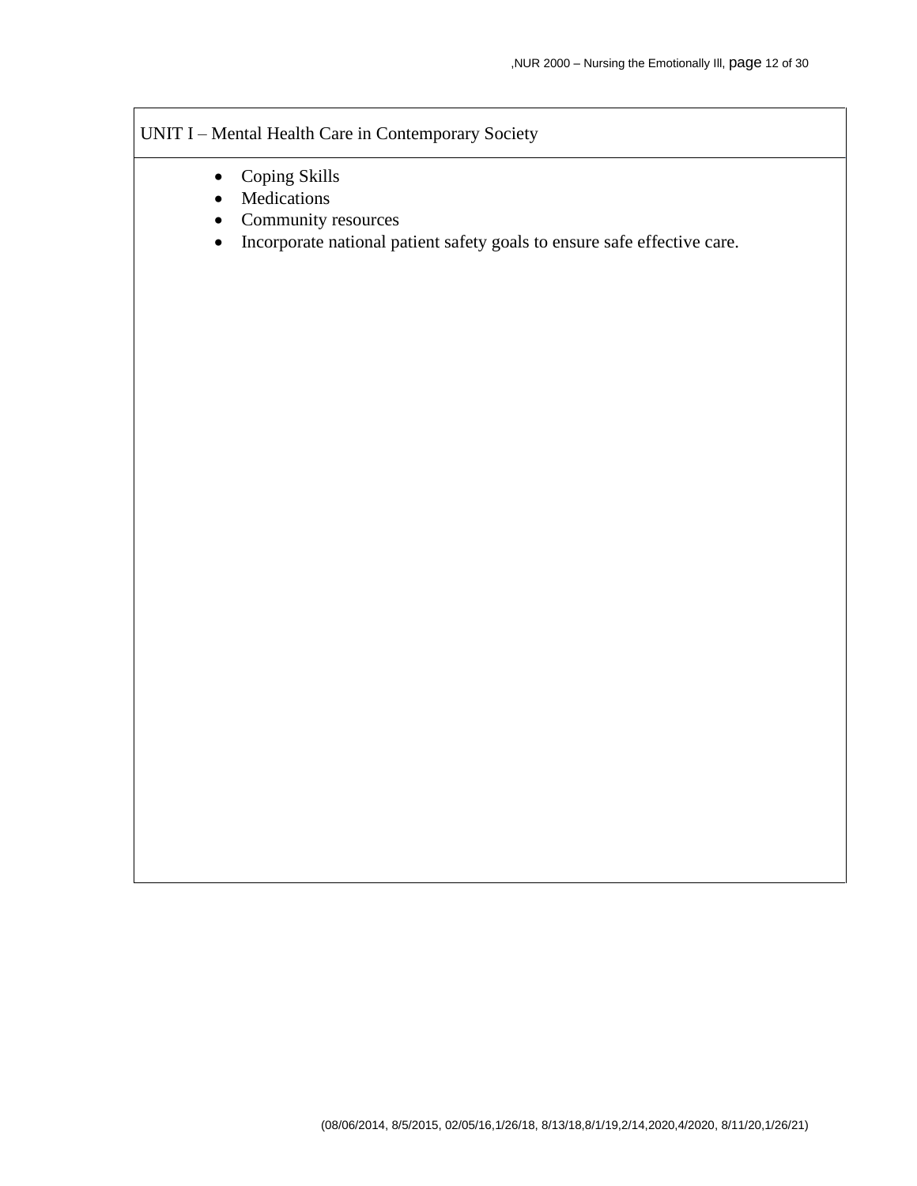UNIT I – Mental Health Care in Contemporary Society

- Coping Skills
- Medications
- Community resources
- Incorporate national patient safety goals to ensure safe effective care.

(08/06/2014, 8/5/2015, 02/05/16,1/26/18, 8/13/18,8/1/19,2/14,2020,4/2020, 8/11/20,1/26/21)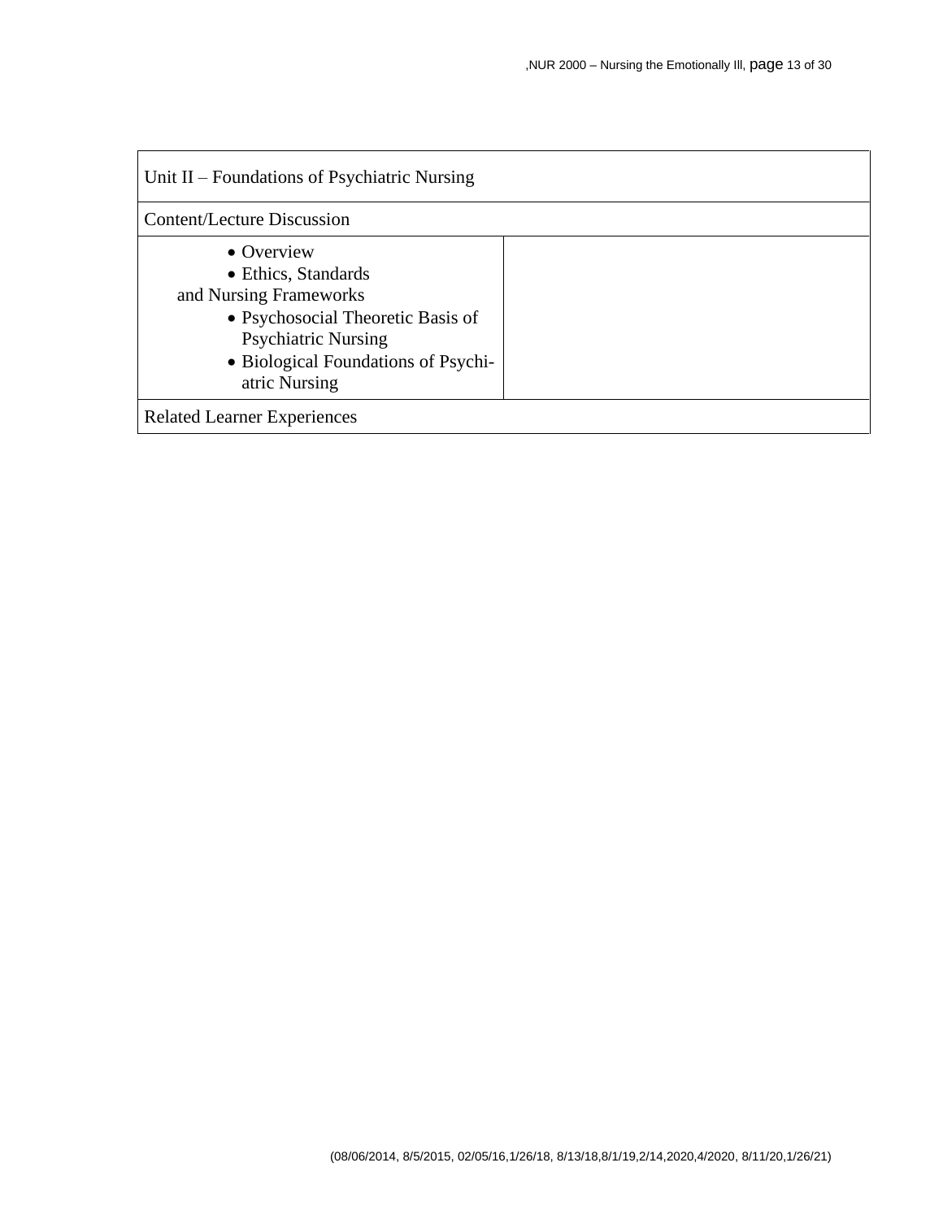| Unit II – Foundations of Psychiatric Nursing | |
|---|---|
| Content/Lecture Discussion | |
| • Overview<br>• Ethics, Standards and Nursing Frameworks<br>• Psychosocial Theoretic Basis of Psychiatric Nursing<br>• Biological Foundations of Psychiatric Nursing | |
| Related Learner Experiences | |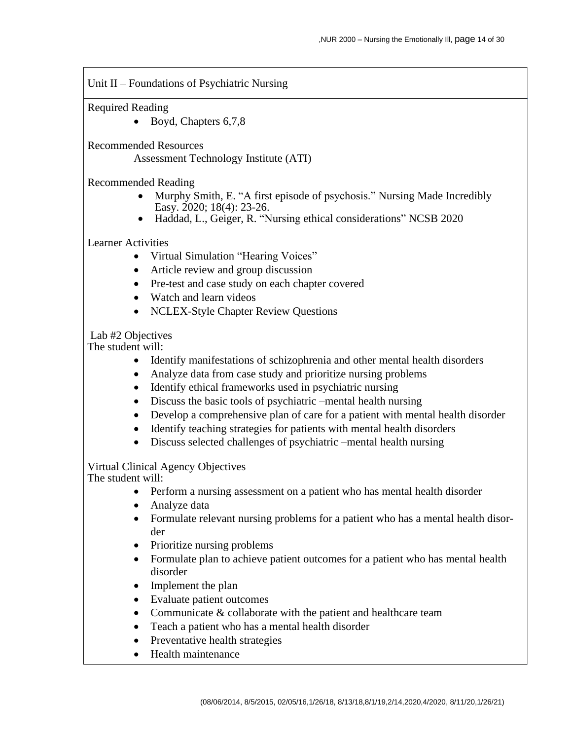## Unit II – Foundations of Psychiatric Nursing

Required Reading

- Boyd, Chapters 6,7,8

Recommended Resources

Assessment Technology Institute (ATI)

Recommended Reading

- Murphy Smith, E. "A first episode of psychosis." Nursing Made Incredibly Easy. 2020; 18(4): 23-26.
- Haddad, L., Geiger, R. "Nursing ethical considerations" NCSB 2020

Learner Activities

- Virtual Simulation "Hearing Voices"
- Article review and group discussion
- Pre-test and case study on each chapter covered
- Watch and learn videos
- NCLEX-Style Chapter Review Questions

Lab #2 Objectives

The student will:

- Identify manifestations of schizophrenia and other mental health disorders
- Analyze data from case study and prioritize nursing problems
- Identify ethical frameworks used in psychiatric nursing
- Discuss the basic tools of psychiatric –mental health nursing
- Develop a comprehensive plan of care for a patient with mental health disorder
- Identify teaching strategies for patients with mental health disorders
- Discuss selected challenges of psychiatric –mental health nursing

Virtual Clinical Agency Objectives

The student will:

- Perform a nursing assessment on a patient who has mental health disorder
- Analyze data
- Formulate relevant nursing problems for a patient who has a mental health disorder
- Prioritize nursing problems
- Formulate plan to achieve patient outcomes for a patient who has mental health disorder
- Implement the plan
- Evaluate patient outcomes
- Communicate & collaborate with the patient and healthcare team
- Teach a patient who has a mental health disorder
- Preventative health strategies
- Health maintenance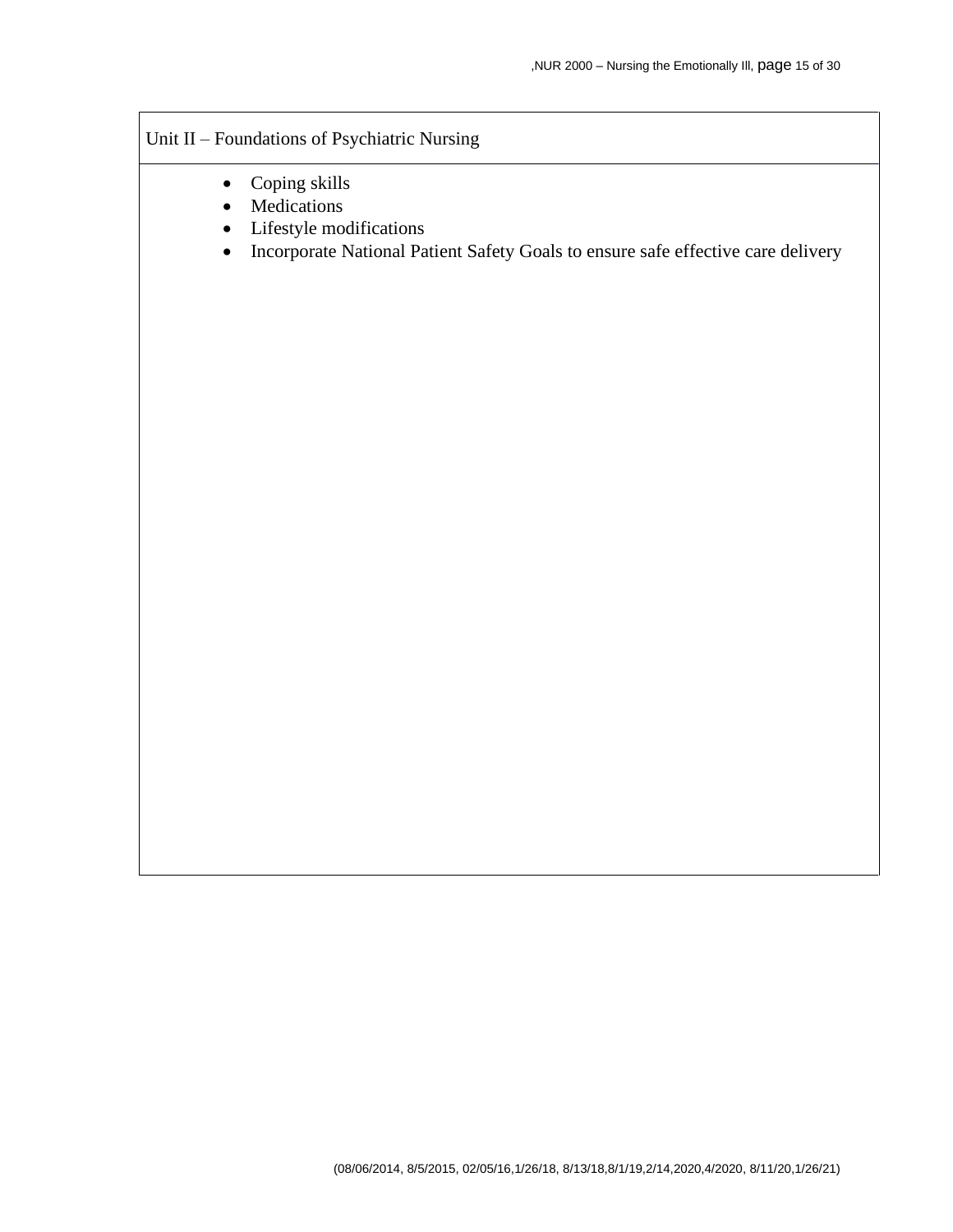Unit II – Foundations of Psychiatric Nursing

- Coping skills
- Medications
- Lifestyle modifications
- Incorporate National Patient Safety Goals to ensure safe effective care delivery

(08/06/2014, 8/5/2015, 02/05/16,1/26/18, 8/13/18,8/1/19,2/14,2020,4/2020, 8/11/20,1/26/21)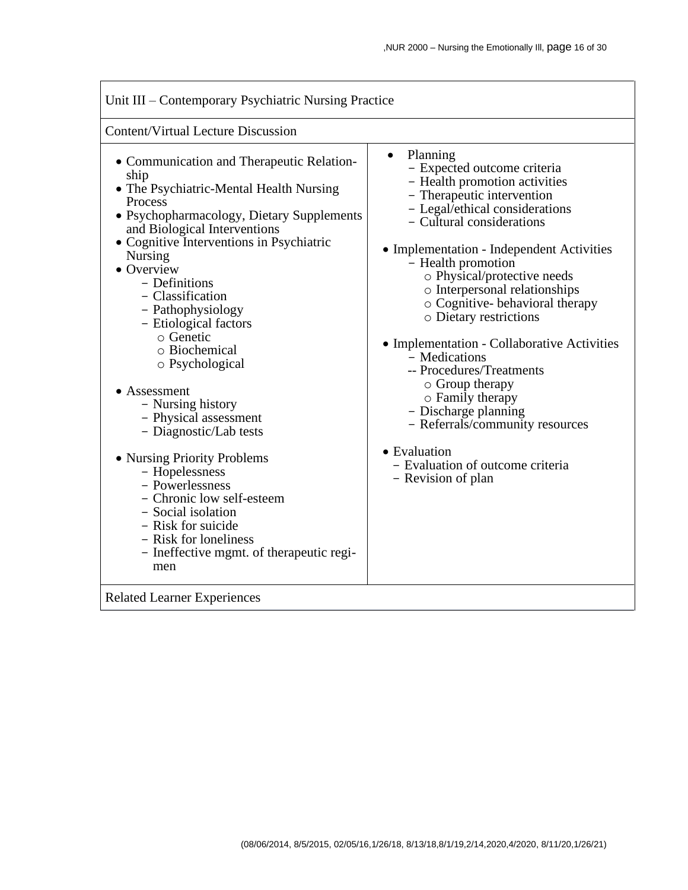Unit III – Contemporary Psychiatric Nursing Practice

Content/Virtual Lecture Discussion

- Communication and Therapeutic Relationship
- The Psychiatric-Mental Health Nursing Process
- Psychopharmacology, Dietary Supplements and Biological Interventions
- Cognitive Interventions in Psychiatric Nursing
- Overview
  - Definitions
  - Classification
  - Pathophysiology
  - Etiological factors
    - Genetic
    - Biochemical
    - Psychological
- Assessment
  - Nursing history
  - Physical assessment
  - Diagnostic/Lab tests
- Nursing Priority Problems
  - Hopelessness
  - Powerlessness
  - Chronic low self-esteem
  - Social isolation
  - Risk for suicide
  - Risk for loneliness
  - Ineffective mgmt. of therapeutic regimen
- Planning
  - Expected outcome criteria
  - Health promotion activities
  - Therapeutic intervention
  - Legal/ethical considerations
  - Cultural considerations
- Implementation - Independent Activities
  - Health promotion
    - Physical/protective needs
    - Interpersonal relationships
    - Cognitive- behavioral therapy
    - Dietary restrictions
- Implementation - Collaborative Activities
  - Medications
  - Procedures/Treatments
    - Group therapy
    - Family therapy
  - Discharge planning
  - Referrals/community resources
- Evaluation
  - Evaluation of outcome criteria
  - Revision of plan

Related Learner Experiences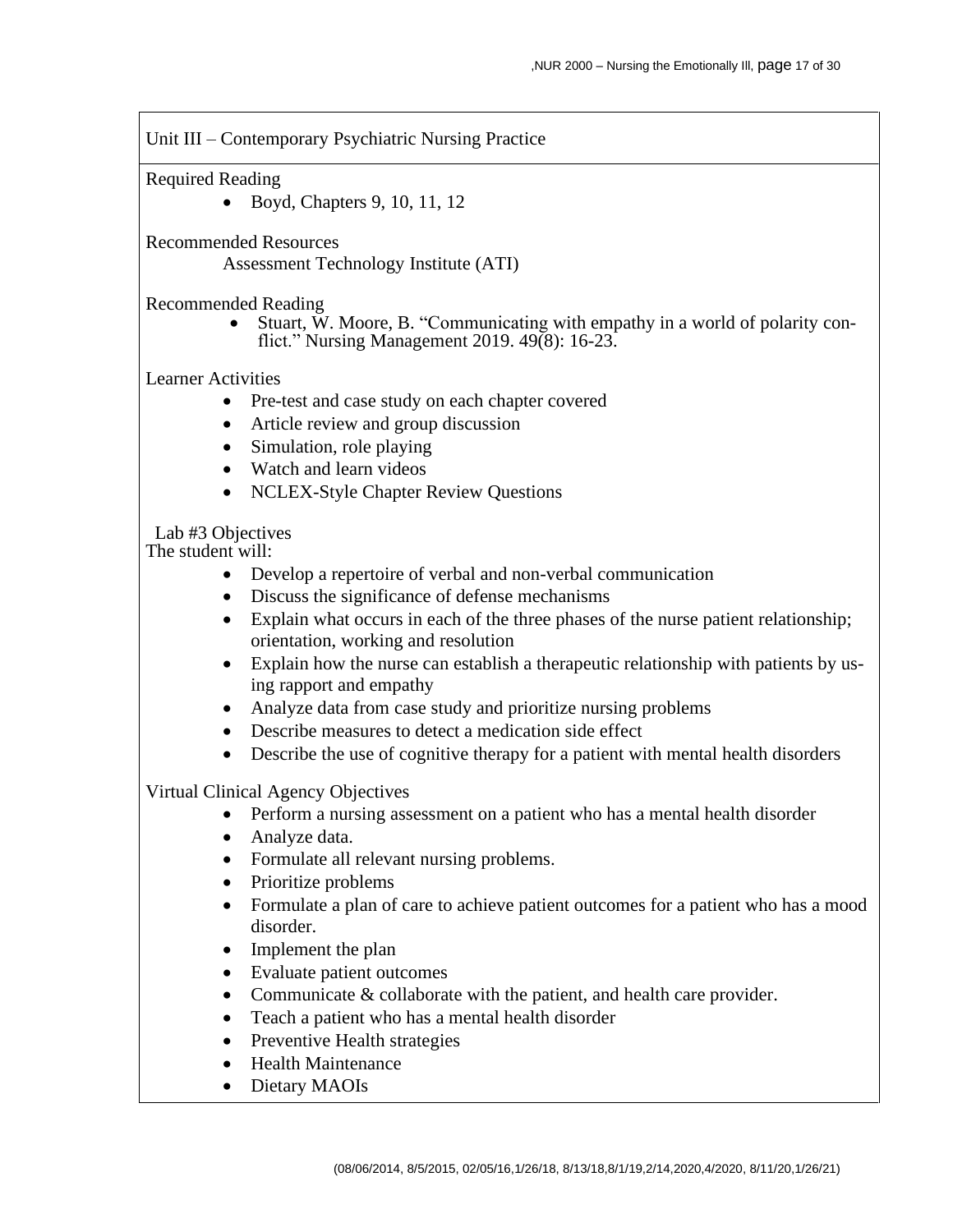## Unit III – Contemporary Psychiatric Nursing Practice

Required Reading

- Boyd, Chapters 9, 10, 11, 12

Recommended Resources

Assessment Technology Institute (ATI)

Recommended Reading

- Stuart, W. Moore, B. "Communicating with empathy in a world of polarity conflict." Nursing Management 2019. 49(8): 16-23.

Learner Activities

- Pre-test and case study on each chapter covered
- Article review and group discussion
- Simulation, role playing
- Watch and learn videos
- NCLEX-Style Chapter Review Questions

Lab #3 Objectives

The student will:

- Develop a repertoire of verbal and non-verbal communication
- Discuss the significance of defense mechanisms
- Explain what occurs in each of the three phases of the nurse patient relationship; orientation, working and resolution
- Explain how the nurse can establish a therapeutic relationship with patients by using rapport and empathy
- Analyze data from case study and prioritize nursing problems
- Describe measures to detect a medication side effect
- Describe the use of cognitive therapy for a patient with mental health disorders

Virtual Clinical Agency Objectives

- Perform a nursing assessment on a patient who has a mental health disorder
- Analyze data.
- Formulate all relevant nursing problems.
- Prioritize problems
- Formulate a plan of care to achieve patient outcomes for a patient who has a mood disorder.
- Implement the plan
- Evaluate patient outcomes
- Communicate & collaborate with the patient, and health care provider.
- Teach a patient who has a mental health disorder
- Preventive Health strategies
- Health Maintenance
- Dietary MAOIs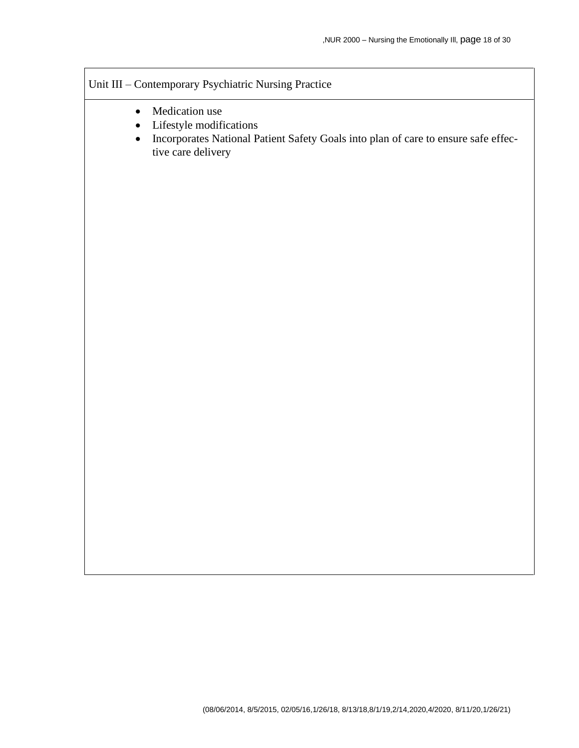Unit III – Contemporary Psychiatric Nursing Practice

- Medication use
- Lifestyle modifications
- Incorporates National Patient Safety Goals into plan of care to ensure safe effective care delivery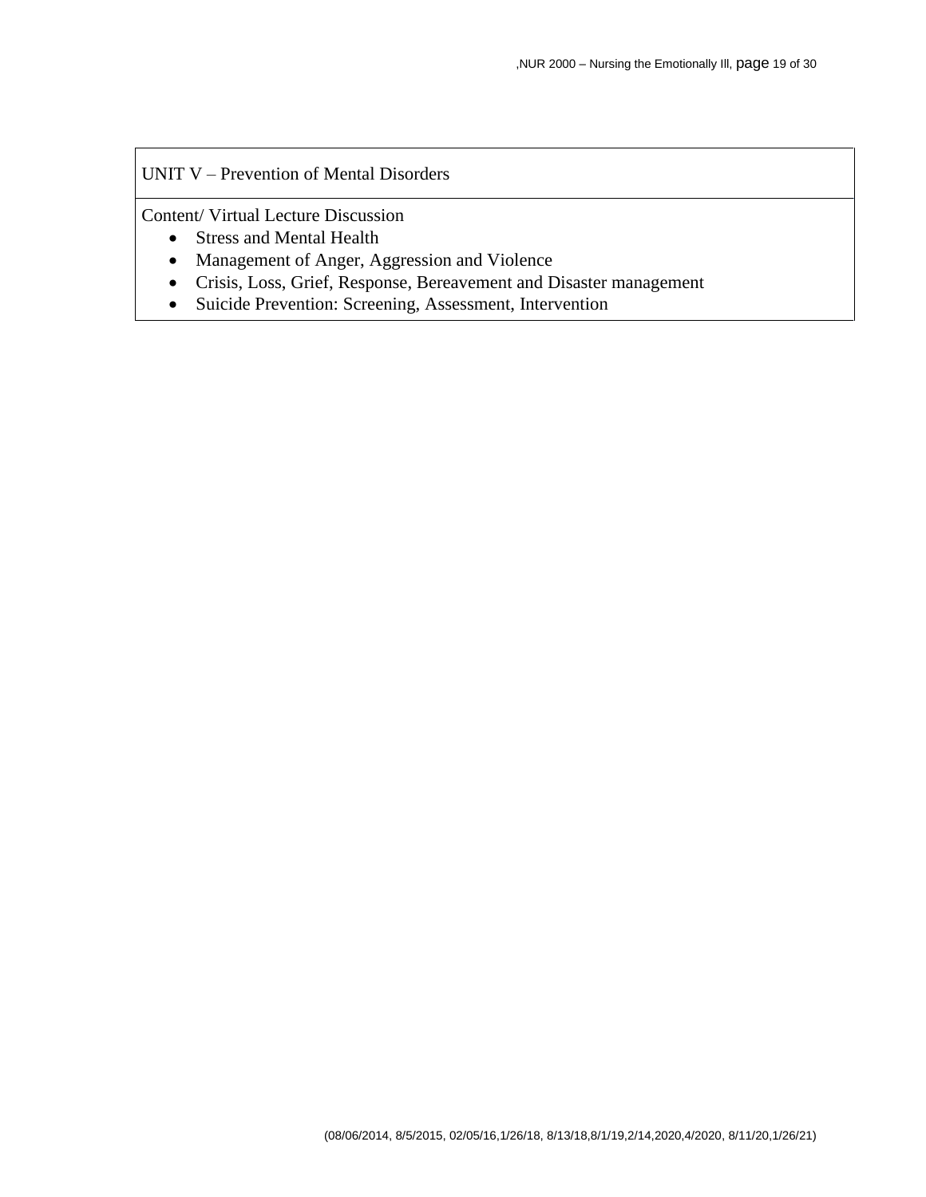## UNIT V – Prevention of Mental Disorders

Content/ Virtual Lecture Discussion

- Stress and Mental Health
- Management of Anger, Aggression and Violence
- Crisis, Loss, Grief, Response, Bereavement and Disaster management
- Suicide Prevention: Screening, Assessment, Intervention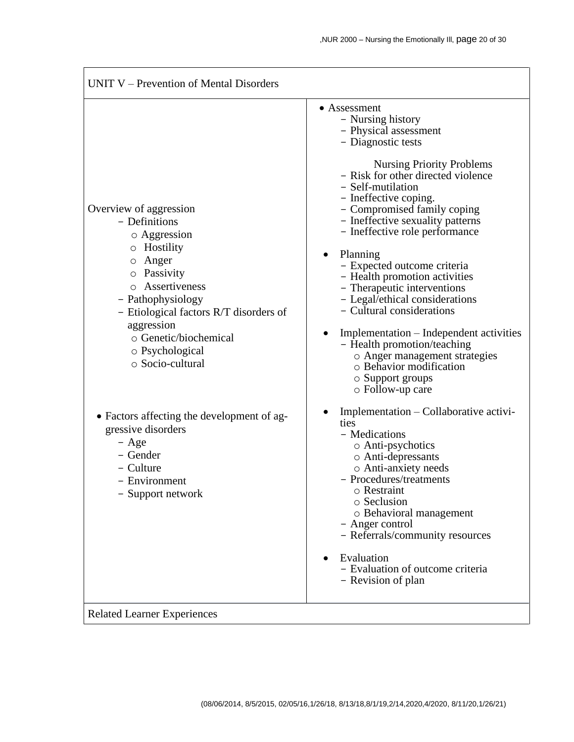## UNIT V – Prevention of Mental Disorders

| | |
|---|---|
| Overview of aggression<br>– Definitions<br>○ Aggression<br>○ Hostility<br>○ Anger<br>○ Passivity<br>○ Assertiveness<br>– Pathophysiology<br>– Etiological factors R/T disorders of aggression<br>○ Genetic/biochemical<br>○ Psychological<br>○ Socio-cultural<br><br>• Factors affecting the development of aggressive disorders<br>– Age<br>– Gender<br>– Culture<br>– Environment<br>– Support network | • Assessment<br>– Nursing history<br>– Physical assessment<br>– Diagnostic tests<br><br>Nursing Priority Problems<br>– Risk for other directed violence<br>– Self-mutilation<br>– Ineffective coping.<br>– Compromised family coping<br>– Ineffective sexuality patterns<br>– Ineffective role performance<br><br>• Planning<br>– Expected outcome criteria<br>– Health promotion activities<br>– Therapeutic interventions<br>– Legal/ethical considerations<br>– Cultural considerations<br><br>• Implementation – Independent activities<br>– Health promotion/teaching<br>○ Anger management strategies<br>○ Behavior modification<br>○ Support groups<br>○ Follow-up care<br><br>• Implementation – Collaborative activities<br>– Medications<br>○ Anti-psychotics<br>○ Anti-depressants<br>○ Anti-anxiety needs<br>– Procedures/treatments<br>○ Restraint<br>○ Seclusion<br>○ Behavioral management<br>– Anger control<br>– Referrals/community resources<br><br>• Evaluation<br>– Evaluation of outcome criteria<br>– Revision of plan |

Related Learner Experiences

(08/06/2014, 8/5/2015, 02/05/16,1/26/18, 8/13/18,8/1/19,2/14,2020,4/2020, 8/11/20,1/26/21)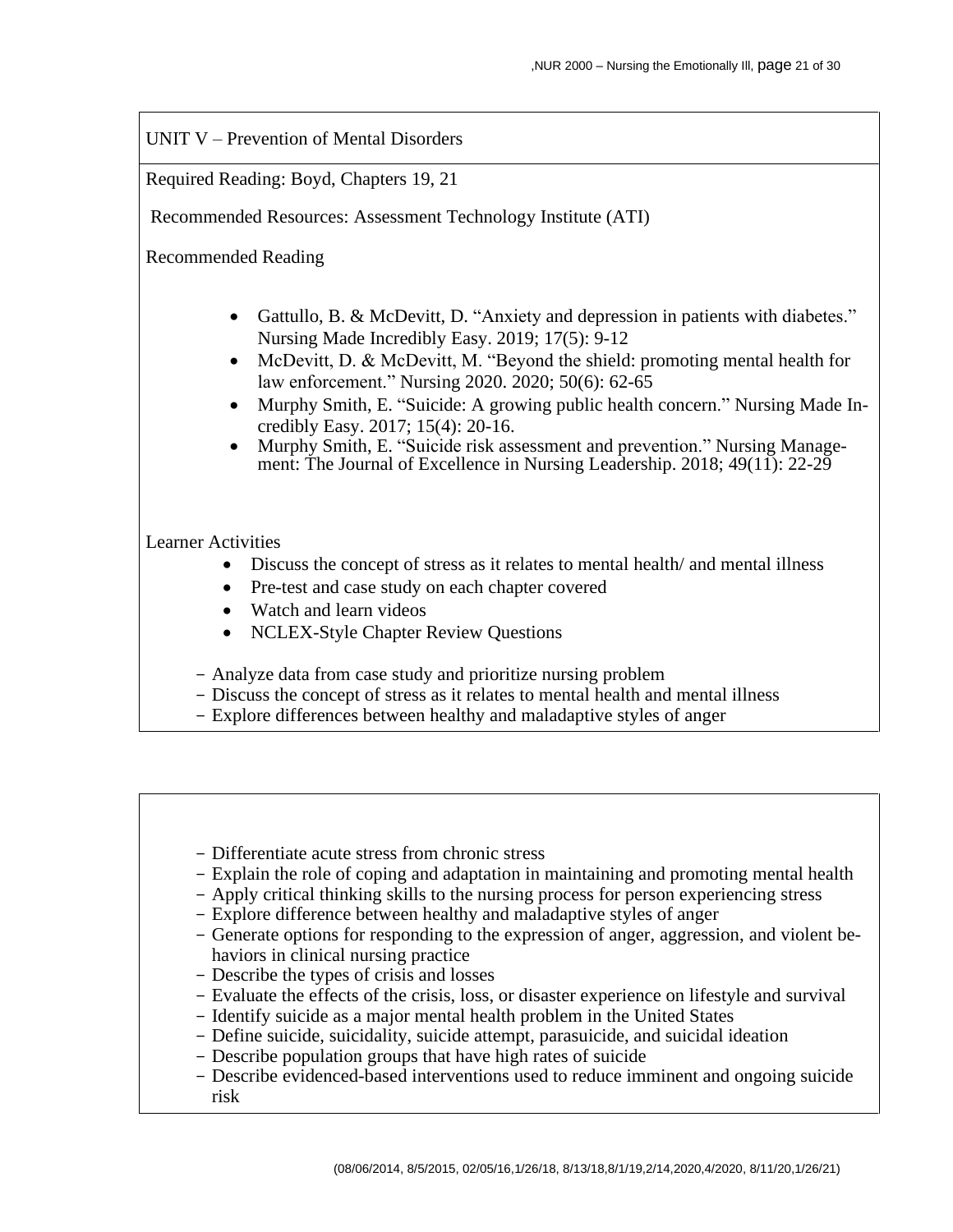## UNIT V – Prevention of Mental Disorders

Required Reading: Boyd, Chapters 19, 21

Recommended Resources: Assessment Technology Institute (ATI)

Recommended Reading

- Gattullo, B. & McDevitt, D. "Anxiety and depression in patients with diabetes." Nursing Made Incredibly Easy. 2019; 17(5): 9-12
- McDevitt, D. & McDevitt, M. "Beyond the shield: promoting mental health for law enforcement." Nursing 2020. 2020; 50(6): 62-65
- Murphy Smith, E. "Suicide: A growing public health concern." Nursing Made Incredibly Easy. 2017; 15(4): 20-16.
- Murphy Smith, E. "Suicide risk assessment and prevention." Nursing Management: The Journal of Excellence in Nursing Leadership. 2018; 49(11): 22-29

Learner Activities

- Discuss the concept of stress as it relates to mental health/ and mental illness
- Pre-test and case study on each chapter covered
- Watch and learn videos
- NCLEX-Style Chapter Review Questions

- Analyze data from case study and prioritize nursing problem
- Discuss the concept of stress as it relates to mental health and mental illness
- Explore differences between healthy and maladaptive styles of anger
- Differentiate acute stress from chronic stress
- Explain the role of coping and adaptation in maintaining and promoting mental health
- Apply critical thinking skills to the nursing process for person experiencing stress
- Explore difference between healthy and maladaptive styles of anger
- Generate options for responding to the expression of anger, aggression, and violent behaviors in clinical nursing practice
- Describe the types of crisis and losses
- Evaluate the effects of the crisis, loss, or disaster experience on lifestyle and survival
- Identify suicide as a major mental health problem in the United States
- Define suicide, suicidality, suicide attempt, parasuicide, and suicidal ideation
- Describe population groups that have high rates of suicide
- Describe evidenced-based interventions used to reduce imminent and ongoing suicide risk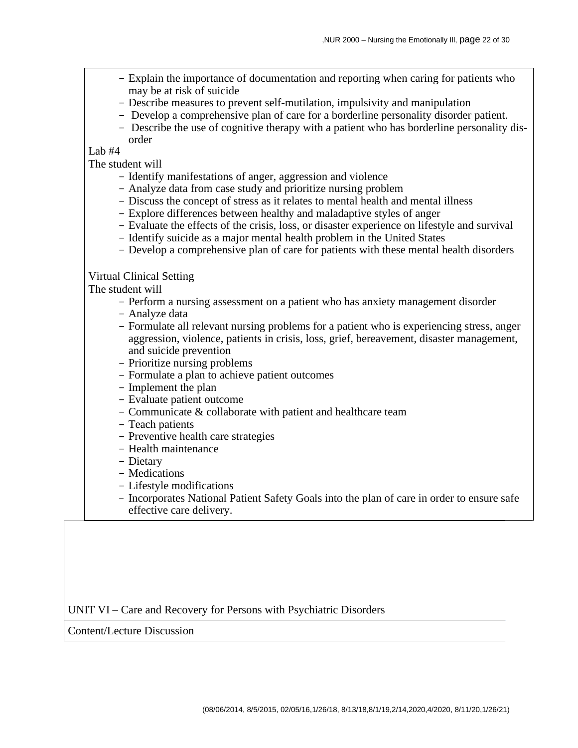- Explain the importance of documentation and reporting when caring for patients who may be at risk of suicide
- Describe measures to prevent self-mutilation, impulsivity and manipulation
- Develop a comprehensive plan of care for a borderline personality disorder patient.
- Describe the use of cognitive therapy with a patient who has borderline personality disorder

Lab #4

The student will

- Identify manifestations of anger, aggression and violence
- Analyze data from case study and prioritize nursing problem
- Discuss the concept of stress as it relates to mental health and mental illness
- Explore differences between healthy and maladaptive styles of anger
- Evaluate the effects of the crisis, loss, or disaster experience on lifestyle and survival
- Identify suicide as a major mental health problem in the United States
- Develop a comprehensive plan of care for patients with these mental health disorders

Virtual Clinical Setting

The student will

- Perform a nursing assessment on a patient who has anxiety management disorder
- Analyze data
- Formulate all relevant nursing problems for a patient who is experiencing stress, anger aggression, violence, patients in crisis, loss, grief, bereavement, disaster management, and suicide prevention
- Prioritize nursing problems
- Formulate a plan to achieve patient outcomes
- Implement the plan
- Evaluate patient outcome
- Communicate & collaborate with patient and healthcare team
- Teach patients
- Preventive health care strategies
- Health maintenance
- Dietary
- Medications
- Lifestyle modifications
- Incorporates National Patient Safety Goals into the plan of care in order to ensure safe effective care delivery.

| UNIT VI – Care and Recovery for Persons with Psychiatric Disorders |
| --- |
| Content/Lecture Discussion |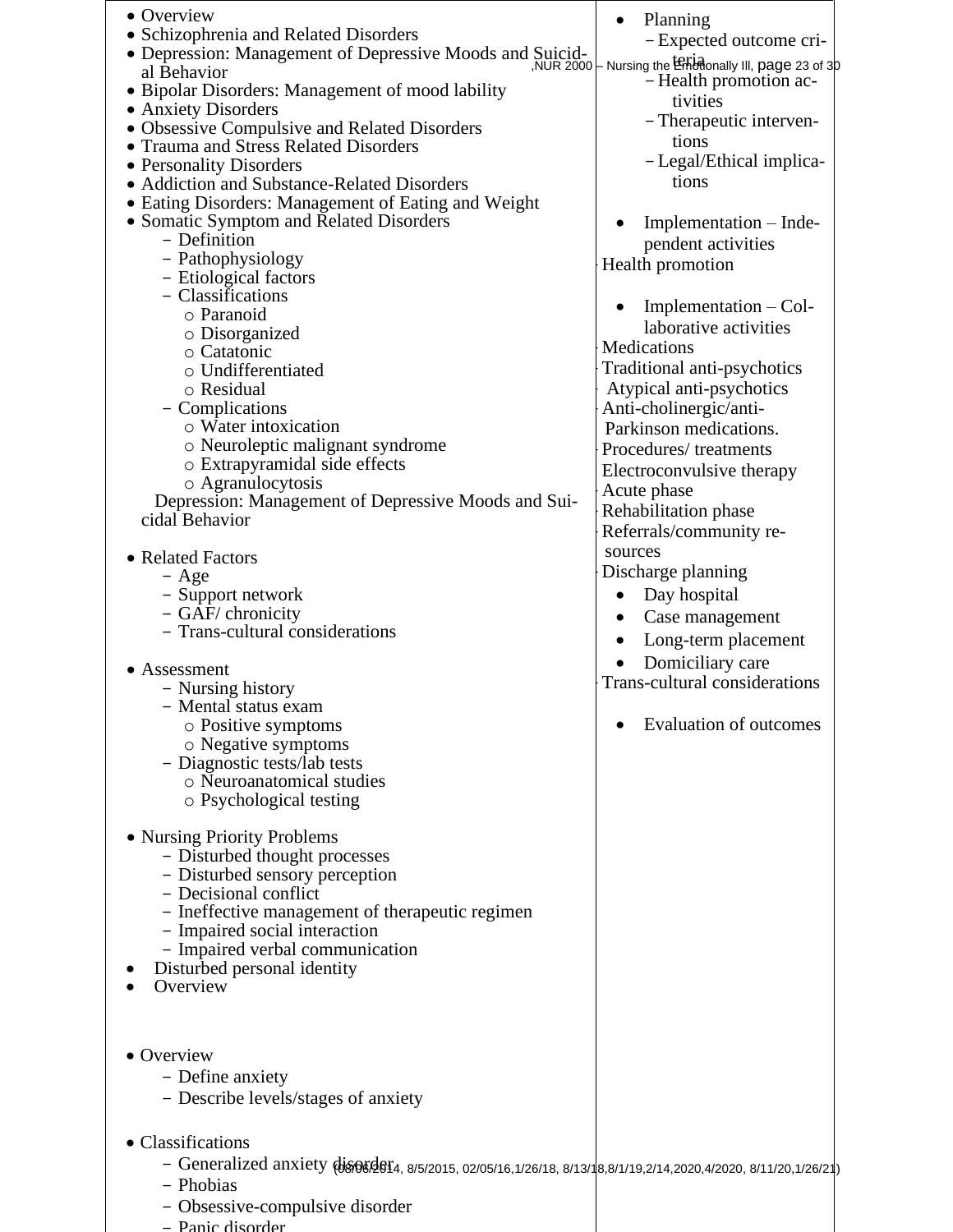- Overview
- Schizophrenia and Related Disorders
- Depression: Management of Depressive Moods and Suicidal Behavior
- Bipolar Disorders: Management of mood lability
- Anxiety Disorders
- Obsessive Compulsive and Related Disorders
- Trauma and Stress Related Disorders
- Personality Disorders
- Addiction and Substance-Related Disorders
- Eating Disorders: Management of Eating and Weight
- Somatic Symptom and Related Disorders
  - Definition
  - Pathophysiology
  - Etiological factors
  - Classifications
    - Paranoid
    - Disorganized
    - Catatonic
    - Undifferentiated
    - Residual
  - Complications
    - Water intoxication
    - Neuroleptic malignant syndrome
    - Extrapyramidal side effects
    - Agranulocytosis

Depression: Management of Depressive Moods and Suicidal Behavior

- Related Factors
  - Age
  - Support network
  - GAF/ chronicity
  - Trans-cultural considerations

- Assessment
  - Nursing history
  - Mental status exam
    - Positive symptoms
    - Negative symptoms
  - Diagnostic tests/lab tests
    - Neuroanatomical studies
    - Psychological testing

- Nursing Priority Problems
  - Disturbed thought processes
  - Disturbed sensory perception
  - Decisional conflict
  - Ineffective management of therapeutic regimen
  - Impaired social interaction
  - Impaired verbal communication
- Disturbed personal identity
- Overview

- Overview
  - Define anxiety
  - Describe levels/stages of anxiety

- Classifications
  - Generalized anxiety disorder
  - Phobias
  - Obsessive-compulsive disorder
  - Panic disorder

- Planning
  - Expected outcome criteria
  - Health promotion activities
  - Therapeutic interventions
  - Legal/Ethical implications

- Implementation – Independent activities

Health promotion

- Implementation – Collaborative activities

Medications

Traditional anti-psychotics

Atypical anti-psychotics

Anti-cholinergic/anti-Parkinson medications.

Procedures/ treatments

Electroconvulsive therapy

Acute phase

Rehabilitation phase

Referrals/community resources

Discharge planning

- Day hospital
- Case management
- Long-term placement
- Domiciliary care

Trans-cultural considerations

- Evaluation of outcomes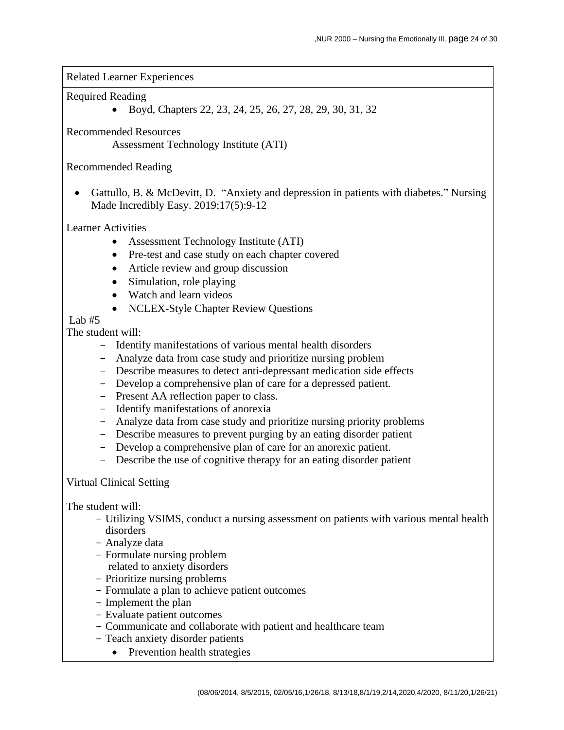Related Learner Experiences

Required Reading

- Boyd, Chapters 22, 23, 24, 25, 26, 27, 28, 29, 30, 31, 32

Recommended Resources

Assessment Technology Institute (ATI)

Recommended Reading

- Gattullo, B. & McDevitt, D. "Anxiety and depression in patients with diabetes." Nursing Made Incredibly Easy. 2019;17(5):9-12

Learner Activities

- Assessment Technology Institute (ATI)
- Pre-test and case study on each chapter covered
- Article review and group discussion
- Simulation, role playing
- Watch and learn videos
- NCLEX-Style Chapter Review Questions

Lab #5

The student will:

- Identify manifestations of various mental health disorders
- Analyze data from case study and prioritize nursing problem
- Describe measures to detect anti-depressant medication side effects
- Develop a comprehensive plan of care for a depressed patient.
- Present AA reflection paper to class.
- Identify manifestations of anorexia
- Analyze data from case study and prioritize nursing priority problems
- Describe measures to prevent purging by an eating disorder patient
- Develop a comprehensive plan of care for an anorexic patient.
- Describe the use of cognitive therapy for an eating disorder patient

Virtual Clinical Setting

The student will:

- Utilizing VSIMS, conduct a nursing assessment on patients with various mental health disorders
- Analyze data
- Formulate nursing problem related to anxiety disorders
- Prioritize nursing problems
- Formulate a plan to achieve patient outcomes
- Implement the plan
- Evaluate patient outcomes
- Communicate and collaborate with patient and healthcare team
- Teach anxiety disorder patients
  - Prevention health strategies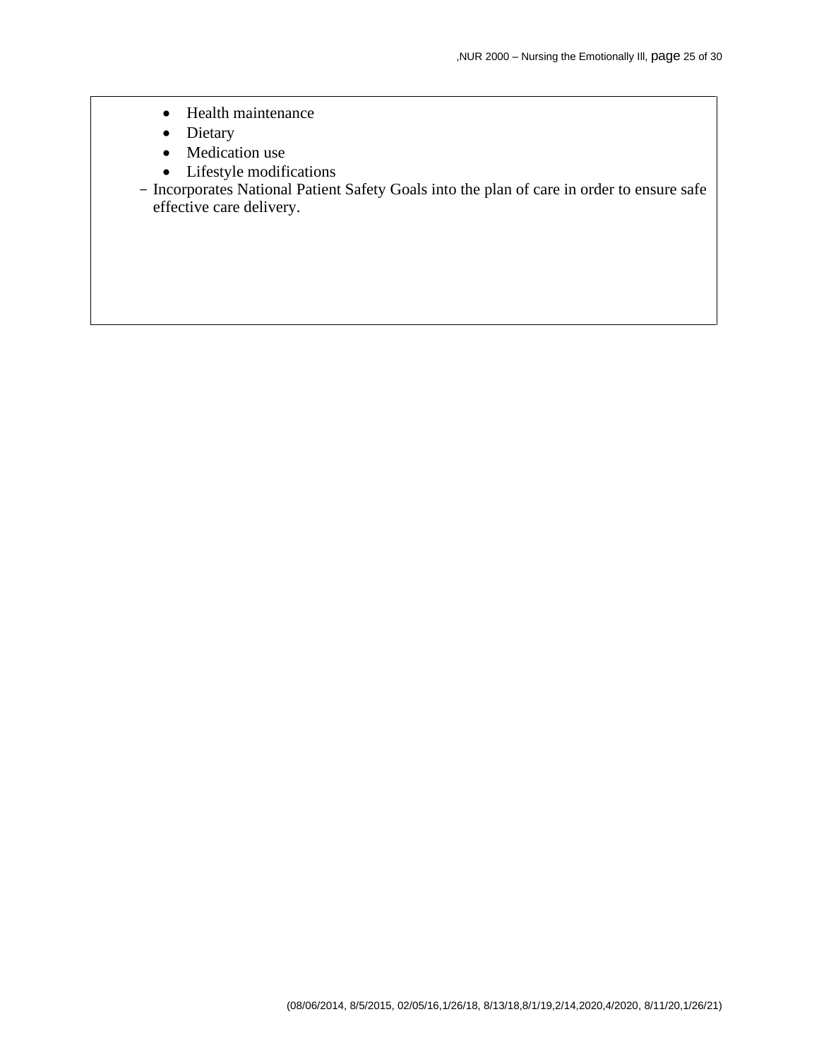- Health maintenance
- Dietary
- Medication use
- Lifestyle modifications

– Incorporates National Patient Safety Goals into the plan of care in order to ensure safe effective care delivery.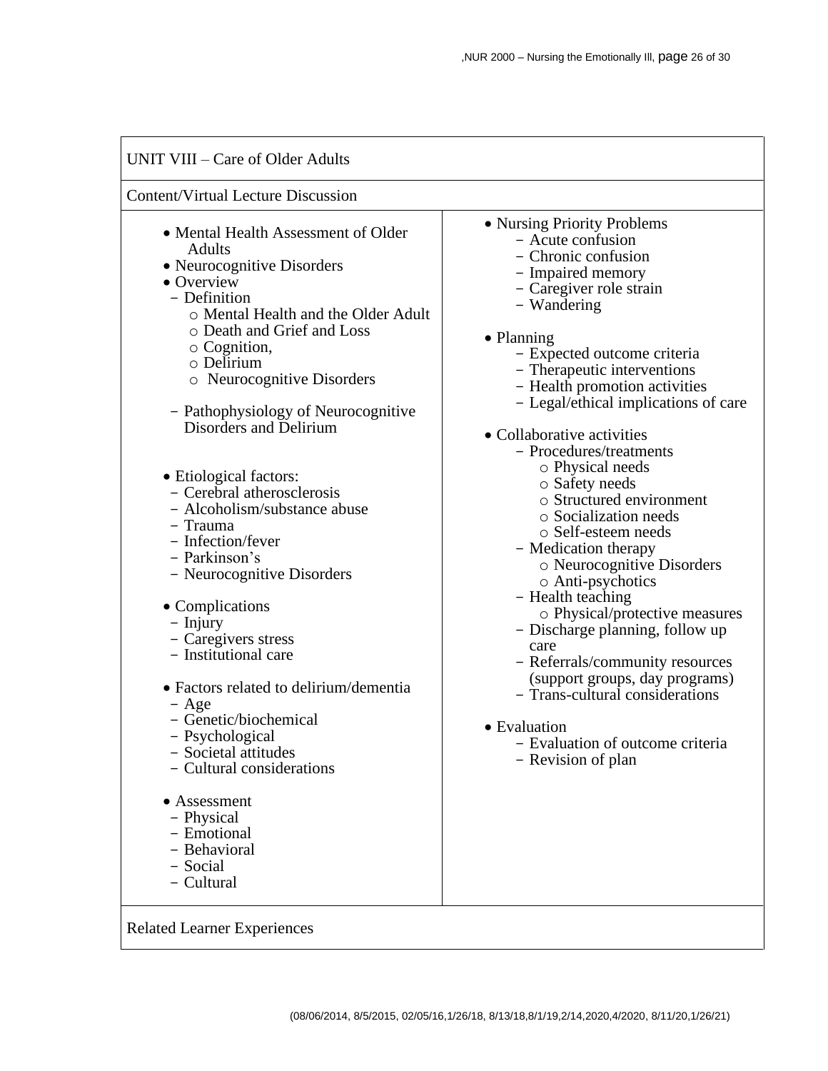## UNIT VIII – Care of Older Adults

### Content/Virtual Lecture Discussion

- Mental Health Assessment of Older Adults
- Neurocognitive Disorders
- Overview
  - Definition
    - Mental Health and the Older Adult
    - Death and Grief and Loss
    - Cognition,
    - Delirium
    - Neurocognitive Disorders
  - Pathophysiology of Neurocognitive Disorders and Delirium
- Etiological factors:
  - Cerebral atherosclerosis
  - Alcoholism/substance abuse
  - Trauma
  - Infection/fever
  - Parkinson's
  - Neurocognitive Disorders
- Complications
  - Injury
  - Caregivers stress
  - Institutional care
- Factors related to delirium/dementia
  - Age
  - Genetic/biochemical
  - Psychological
  - Societal attitudes
  - Cultural considerations
- Assessment
  - Physical
  - Emotional
  - Behavioral
  - Social
  - Cultural
- Nursing Priority Problems
  - Acute confusion
  - Chronic confusion
  - Impaired memory
  - Caregiver role strain
  - Wandering
- Planning
  - Expected outcome criteria
  - Therapeutic interventions
  - Health promotion activities
  - Legal/ethical implications of care
- Collaborative activities
  - Procedures/treatments
    - Physical needs
    - Safety needs
    - Structured environment
    - Socialization needs
    - Self-esteem needs
  - Medication therapy
    - Neurocognitive Disorders
    - Anti-psychotics
  - Health teaching
    - Physical/protective measures
  - Discharge planning, follow up care
  - Referrals/community resources (support groups, day programs)
  - Trans-cultural considerations
- Evaluation
  - Evaluation of outcome criteria
  - Revision of plan

### Related Learner Experiences

(08/06/2014, 8/5/2015, 02/05/16,1/26/18, 8/13/18,8/1/19,2/14,2020,4/2020, 8/11/20,1/26/21)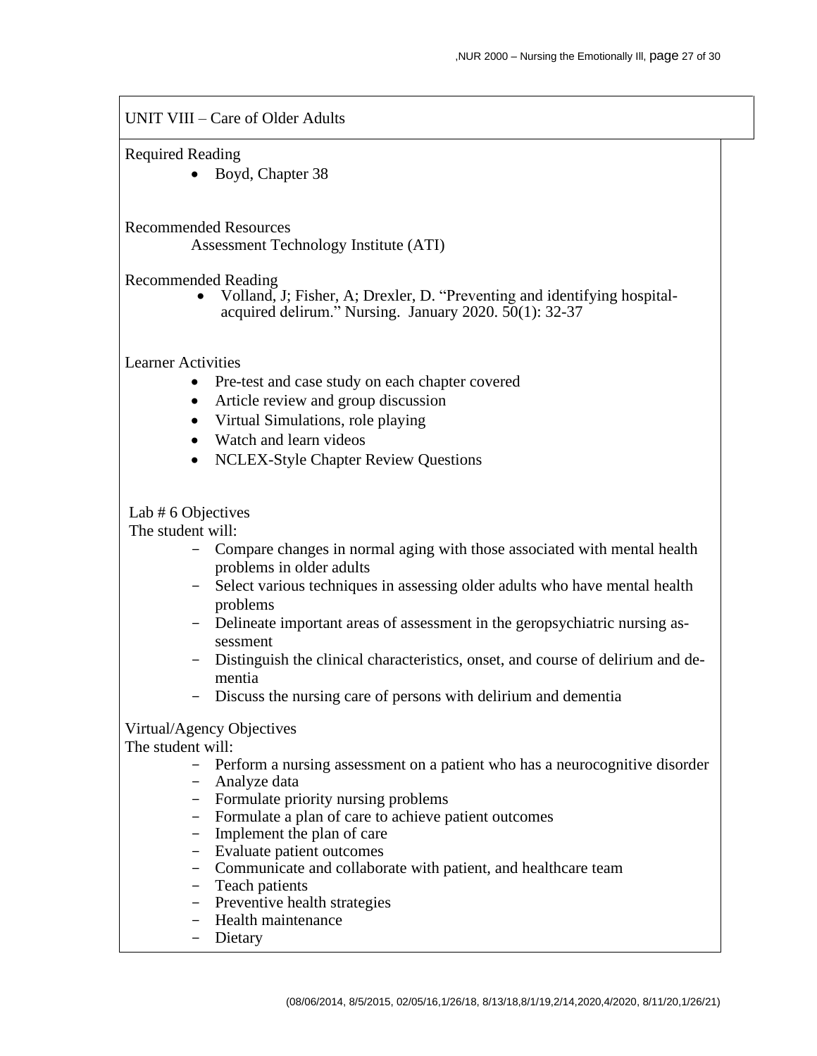## UNIT VIII – Care of Older Adults

Required Reading

- Boyd, Chapter 38

Recommended Resources

Assessment Technology Institute (ATI)

Recommended Reading

- Volland, J; Fisher, A; Drexler, D. "Preventing and identifying hospital-acquired delirum." Nursing. January 2020. 50(1): 32-37

Learner Activities

- Pre-test and case study on each chapter covered
- Article review and group discussion
- Virtual Simulations, role playing
- Watch and learn videos
- NCLEX-Style Chapter Review Questions

Lab # 6 Objectives

The student will:

- Compare changes in normal aging with those associated with mental health problems in older adults
- Select various techniques in assessing older adults who have mental health problems
- Delineate important areas of assessment in the geropsychiatric nursing assessment
- Distinguish the clinical characteristics, onset, and course of delirium and dementia
- Discuss the nursing care of persons with delirium and dementia

Virtual/Agency Objectives

The student will:

- Perform a nursing assessment on a patient who has a neurocognitive disorder
- Analyze data
- Formulate priority nursing problems
- Formulate a plan of care to achieve patient outcomes
- Implement the plan of care
- Evaluate patient outcomes
- Communicate and collaborate with patient, and healthcare team
- Teach patients
- Preventive health strategies
- Health maintenance
- Dietary

(08/06/2014, 8/5/2015, 02/05/16,1/26/18, 8/13/18,8/1/19,2/14,2020,4/2020, 8/11/20,1/26/21)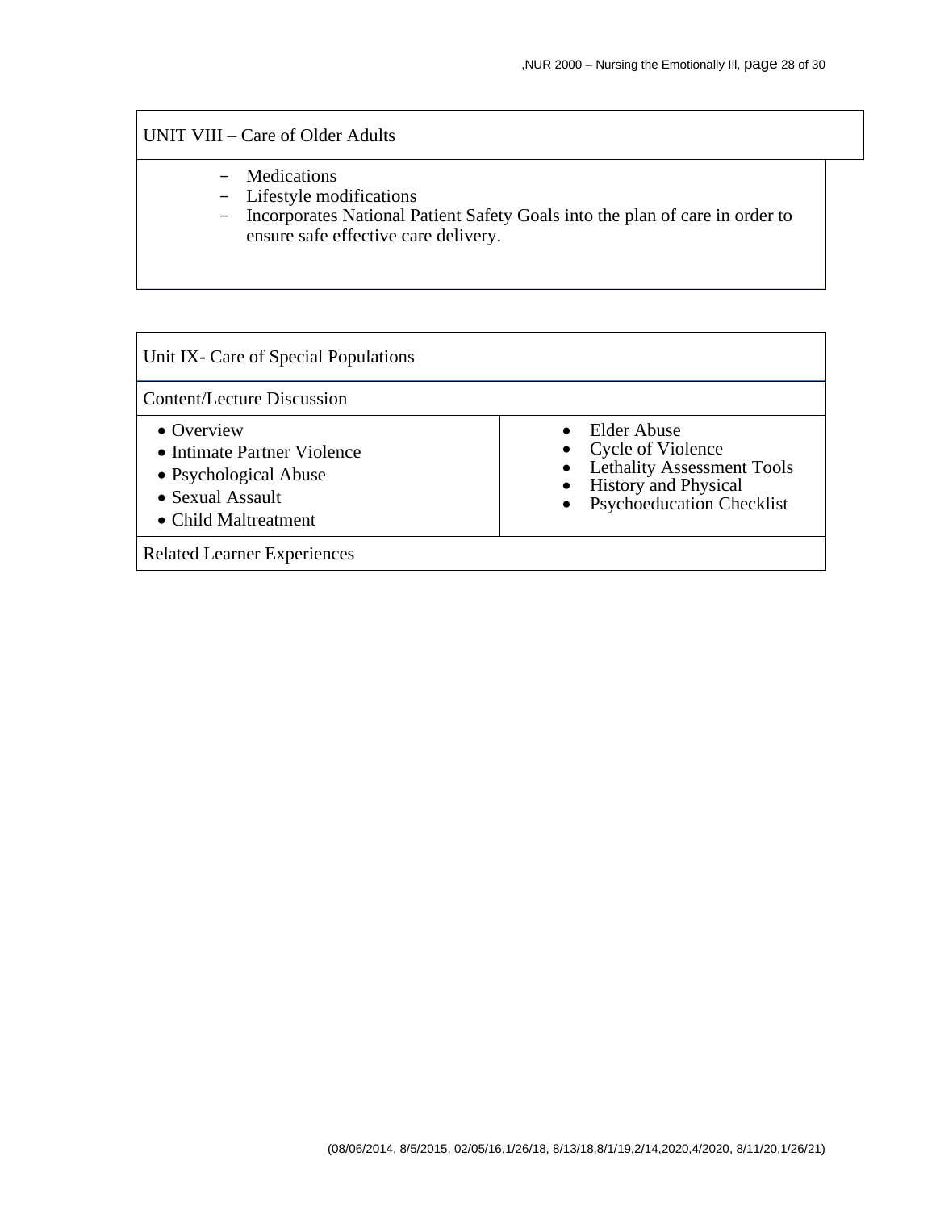| UNIT VIII – Care of Older Adults |
|---|
| – Medications<br>– Lifestyle modifications<br>– Incorporates National Patient Safety Goals into the plan of care in order to ensure safe effective care delivery. |

| Unit IX- Care of Special Populations | |
|---|---|
| Content/Lecture Discussion | |
| • Overview<br>• Intimate Partner Violence<br>• Psychological Abuse<br>• Sexual Assault<br>• Child Maltreatment | • Elder Abuse<br>• Cycle of Violence<br>• Lethality Assessment Tools<br>• History and Physical<br>• Psychoeducation Checklist |
| Related Learner Experiences | |

(08/06/2014, 8/5/2015, 02/05/16,1/26/18, 8/13/18,8/1/19,2/14,2020,4/2020, 8/11/20,1/26/21)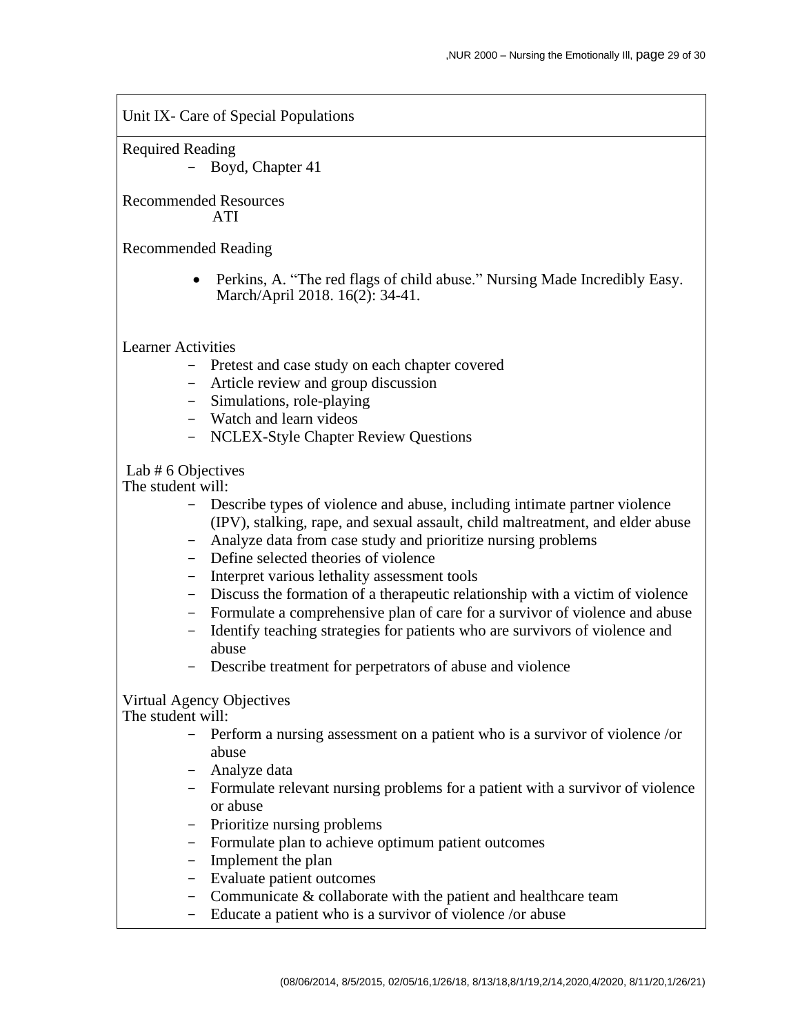Unit IX- Care of Special Populations

Required Reading

- Boyd, Chapter 41

Recommended Resources

ATI

Recommended Reading

- Perkins, A. "The red flags of child abuse." Nursing Made Incredibly Easy. March/April 2018. 16(2): 34-41.

Learner Activities

- Pretest and case study on each chapter covered
- Article review and group discussion
- Simulations, role-playing
- Watch and learn videos
- NCLEX-Style Chapter Review Questions

Lab # 6 Objectives

The student will:

- Describe types of violence and abuse, including intimate partner violence (IPV), stalking, rape, and sexual assault, child maltreatment, and elder abuse
- Analyze data from case study and prioritize nursing problems
- Define selected theories of violence
- Interpret various lethality assessment tools
- Discuss the formation of a therapeutic relationship with a victim of violence
- Formulate a comprehensive plan of care for a survivor of violence and abuse
- Identify teaching strategies for patients who are survivors of violence and abuse
- Describe treatment for perpetrators of abuse and violence

Virtual Agency Objectives

The student will:

- Perform a nursing assessment on a patient who is a survivor of violence /or abuse
- Analyze data
- Formulate relevant nursing problems for a patient with a survivor of violence or abuse
- Prioritize nursing problems
- Formulate plan to achieve optimum patient outcomes
- Implement the plan
- Evaluate patient outcomes
- Communicate & collaborate with the patient and healthcare team
- Educate a patient who is a survivor of violence /or abuse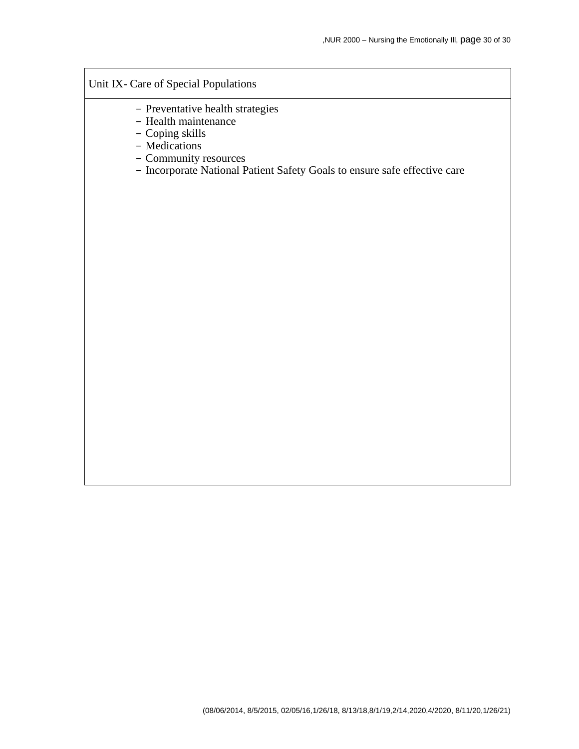| Unit IX- Care of Special Populations |
| --- |
| - Preventative health strategies<br>- Health maintenance<br>- Coping skills<br>- Medications<br>- Community resources<br>- Incorporate National Patient Safety Goals to ensure safe effective care |

(08/06/2014, 8/5/2015, 02/05/16,1/26/18, 8/13/18,8/1/19,2/14,2020,4/2020, 8/11/20,1/26/21)